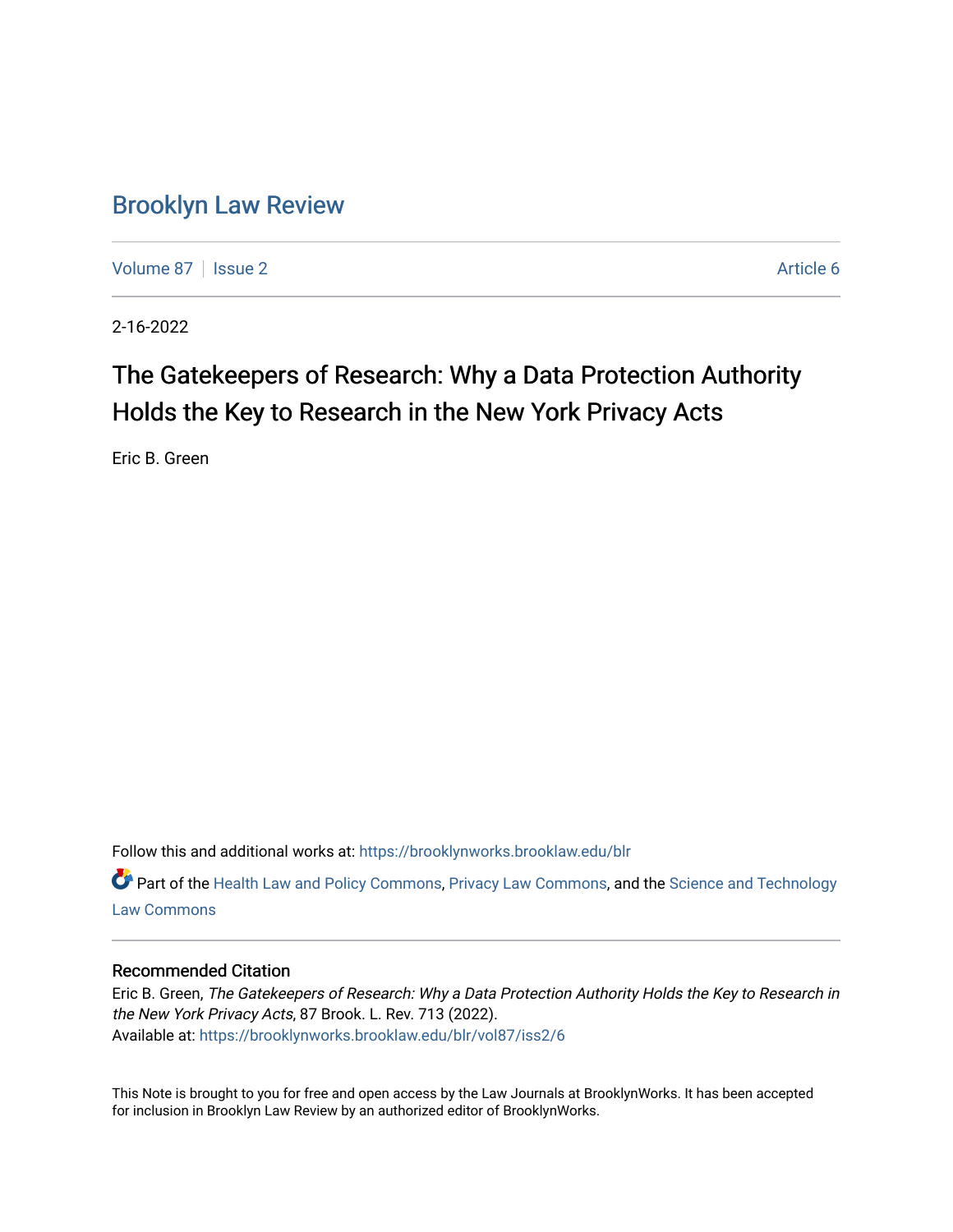# Brooklyn Law Review

Volume 87 | Issue 2 | Article 6

2-16-2022

## The Gatekeepers of Research: Why a Data Protection Authority Holds the Key to Research in the New York Privacy Acts

Eric B. Green

Follow this and additional works at: https://brooklynworks.brooklaw.edu/blr

Part of the Health Law and Policy Commons, Privacy Law Commons, and the Science and Technology Law Commons

### Recommended Citation

Eric B. Green, *The Gatekeepers of Research: Why a Data Protection Authority Holds the Key to Research in the New York Privacy Acts*, 87 Brook. L. Rev. 713 (2022).
Available at: https://brooklynworks.brooklaw.edu/blr/vol87/iss2/6

This Note is brought to you for free and open access by the Law Journals at BrooklynWorks. It has been accepted for inclusion in Brooklyn Law Review by an authorized editor of BrooklynWorks.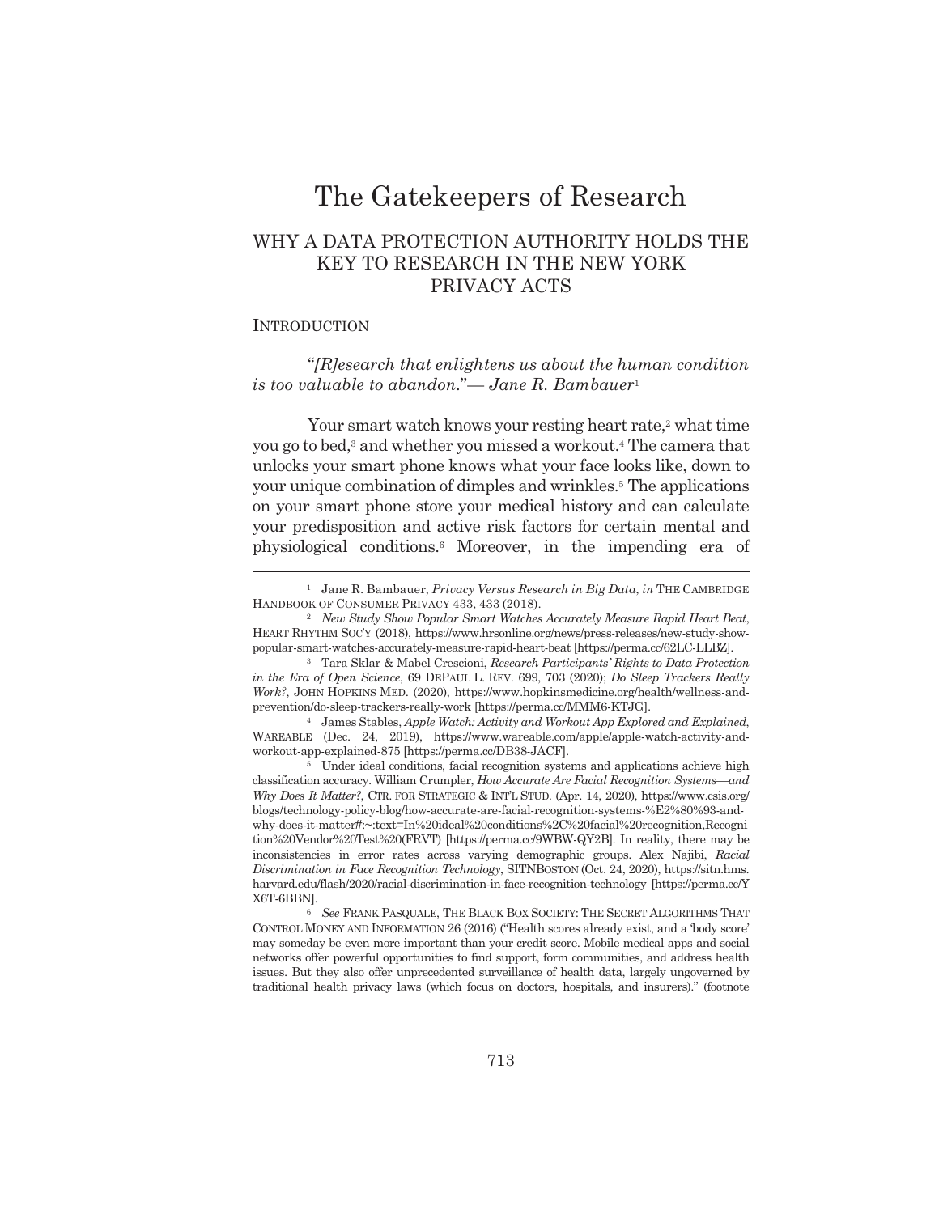# The Gatekeepers of Research

## WHY A DATA PROTECTION AUTHORITY HOLDS THE KEY TO RESEARCH IN THE NEW YORK PRIVACY ACTS

### INTRODUCTION

"*[R]esearch that enlightens us about the human condition is too valuable to abandon.*"— *Jane R. Bambauer*[1]

Your smart watch knows your resting heart rate,[2] what time you go to bed,[3] and whether you missed a workout.[4] The camera that unlocks your smart phone knows what your face looks like, down to your unique combination of dimples and wrinkles.[5] The applications on your smart phone store your medical history and can calculate your predisposition and active risk factors for certain mental and physiological conditions.[6] Moreover, in the impending era of

---

[1] Jane R. Bambauer, *Privacy Versus Research in Big Data*, *in* THE CAMBRIDGE HANDBOOK OF CONSUMER PRIVACY 433, 433 (2018).

[2] *New Study Show Popular Smart Watches Accurately Measure Rapid Heart Beat*, HEART RHYTHM SOC'Y (2018), https://www.hrsonline.org/news/press-releases/new-study-show-popular-smart-watches-accurately-measure-rapid-heart-beat [https://perma.cc/62LC-LLBZ].

[3] Tara Sklar & Mabel Crescioni, *Research Participants' Rights to Data Protection in the Era of Open Science*, 69 DEPAUL L. REV. 699, 703 (2020); *Do Sleep Trackers Really Work?*, JOHN HOPKINS MED. (2020), https://www.hopkinsmedicine.org/health/wellness-and-prevention/do-sleep-trackers-really-work [https://perma.cc/MMM6-KTJG].

[4] James Stables, *Apple Watch: Activity and Workout App Explored and Explained*, WAREABLE (Dec. 24, 2019), https://www.wareable.com/apple/apple-watch-activity-and-workout-app-explained-875 [https://perma.cc/DB38-JACF].

[5] Under ideal conditions, facial recognition systems and applications achieve high classification accuracy. William Crumpler, *How Accurate Are Facial Recognition Systems—and Why Does It Matter?*, CTR. FOR STRATEGIC & INT'L STUD. (Apr. 14, 2020), https://www.csis.org/blogs/technology-policy-blog/how-accurate-are-facial-recognition-systems-%E2%80%93-and-why-does-it-matter#:~:text=In%20ideal%20conditions%2C%20facial%20recognition,Recognition%20Vendor%20Test%20(FRVT) [https://perma.cc/9WBW-QY2B]. In reality, there may be inconsistencies in error rates across varying demographic groups. Alex Najibi, *Racial Discrimination in Face Recognition Technology*, SITNBOSTON (Oct. 24, 2020), https://sitn.hms.harvard.edu/flash/2020/racial-discrimination-in-face-recognition-technology [https://perma.cc/YX6T-6BBN].

[6] *See* FRANK PASQUALE, THE BLACK BOX SOCIETY: THE SECRET ALGORITHMS THAT CONTROL MONEY AND INFORMATION 26 (2016) ("Health scores already exist, and a 'body score' may someday be even more important than your credit score. Mobile medical apps and social networks offer powerful opportunities to find support, form communities, and address health issues. But they also offer unprecedented surveillance of health data, largely ungoverned by traditional health privacy laws (which focus on doctors, hospitals, and insurers)." (footnote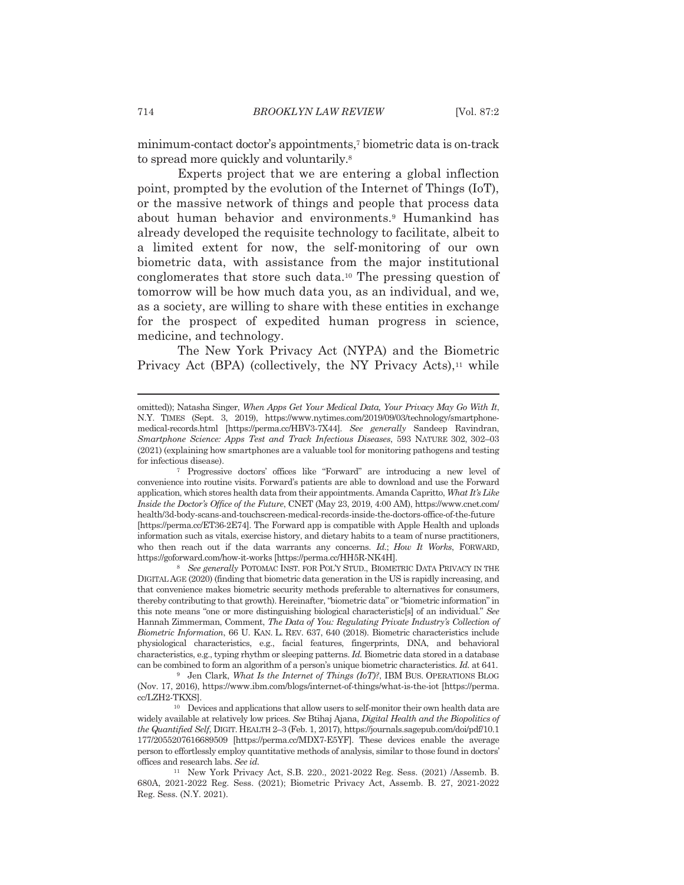minimum-contact doctor's appointments,[7] biometric data is on-track to spread more quickly and voluntarily.[8]

Experts project that we are entering a global inflection point, prompted by the evolution of the Internet of Things (IoT), or the massive network of things and people that process data about human behavior and environments.[9] Humankind has already developed the requisite technology to facilitate, albeit to a limited extent for now, the self-monitoring of our own biometric data, with assistance from the major institutional conglomerates that store such data.[10] The pressing question of tomorrow will be how much data you, as an individual, and we, as a society, are willing to share with these entities in exchange for the prospect of expedited human progress in science, medicine, and technology.

The New York Privacy Act (NYPA) and the Biometric Privacy Act (BPA) (collectively, the NY Privacy Acts),[11] while

---

omitted)); Natasha Singer, *When Apps Get Your Medical Data, Your Privacy May Go With It*, N.Y. TIMES (Sept. 3, 2019), https://www.nytimes.com/2019/09/03/technology/smartphone-medical-records.html [https://perma.cc/HBV3-7X44]. *See generally* Sandeep Ravindran, *Smartphone Science: Apps Test and Track Infectious Diseases*, 593 NATURE 302, 302–03 (2021) (explaining how smartphones are a valuable tool for monitoring pathogens and testing for infectious disease).

[7] Progressive doctors' offices like "Forward" are introducing a new level of convenience into routine visits. Forward's patients are able to download and use the Forward application, which stores health data from their appointments. Amanda Capritto, *What It's Like Inside the Doctor's Office of the Future*, CNET (May 23, 2019, 4:00 AM), https://www.cnet.com/health/3d-body-scans-and-touchscreen-medical-records-inside-the-doctors-office-of-the-future [https://perma.cc/ET36-2E74]. The Forward app is compatible with Apple Health and uploads information such as vitals, exercise history, and dietary habits to a team of nurse practitioners, who then reach out if the data warrants any concerns. *Id.*; *How It Works*, FORWARD, https://goforward.com/how-it-works [https://perma.cc/HH5R-NK4H].

[8] *See generally* POTOMAC INST. FOR POL'Y STUD., BIOMETRIC DATA PRIVACY IN THE DIGITAL AGE (2020) (finding that biometric data generation in the US is rapidly increasing, and that convenience makes biometric security methods preferable to alternatives for consumers, thereby contributing to that growth). Hereinafter, "biometric data" or "biometric information" in this note means "one or more distinguishing biological characteristic[s] of an individual." *See* Hannah Zimmerman, Comment, *The Data of You: Regulating Private Industry's Collection of Biometric Information*, 66 U. KAN. L. REV. 637, 640 (2018). Biometric characteristics include physiological characteristics, e.g., facial features, fingerprints, DNA, and behavioral characteristics, e.g., typing rhythm or sleeping patterns. *Id.* Biometric data stored in a database can be combined to form an algorithm of a person's unique biometric characteristics. *Id.* at 641.

[9] Jen Clark, *What Is the Internet of Things (IoT)?*, IBM BUS. OPERATIONS BLOG (Nov. 17, 2016), https://www.ibm.com/blogs/internet-of-things/what-is-the-iot [https://perma.cc/LZH2-TKXS].

[10] Devices and applications that allow users to self-monitor their own health data are widely available at relatively low prices. *See* Btihaj Ajana, *Digital Health and the Biopolitics of the Quantified Self*, DIGIT. HEALTH 2–3 (Feb. 1, 2017), https://journals.sagepub.com/doi/pdf/10.1177/2055207616689509 [https://perma.cc/MDX7-E5YF]. These devices enable the average person to effortlessly employ quantitative methods of analysis, similar to those found in doctors' offices and research labs. *See id.*

[11] New York Privacy Act, S.B. 220., 2021-2022 Reg. Sess. (2021) /Assemb. B. 680A, 2021-2022 Reg. Sess. (2021); Biometric Privacy Act, Assemb. B. 27, 2021-2022 Reg. Sess. (N.Y. 2021).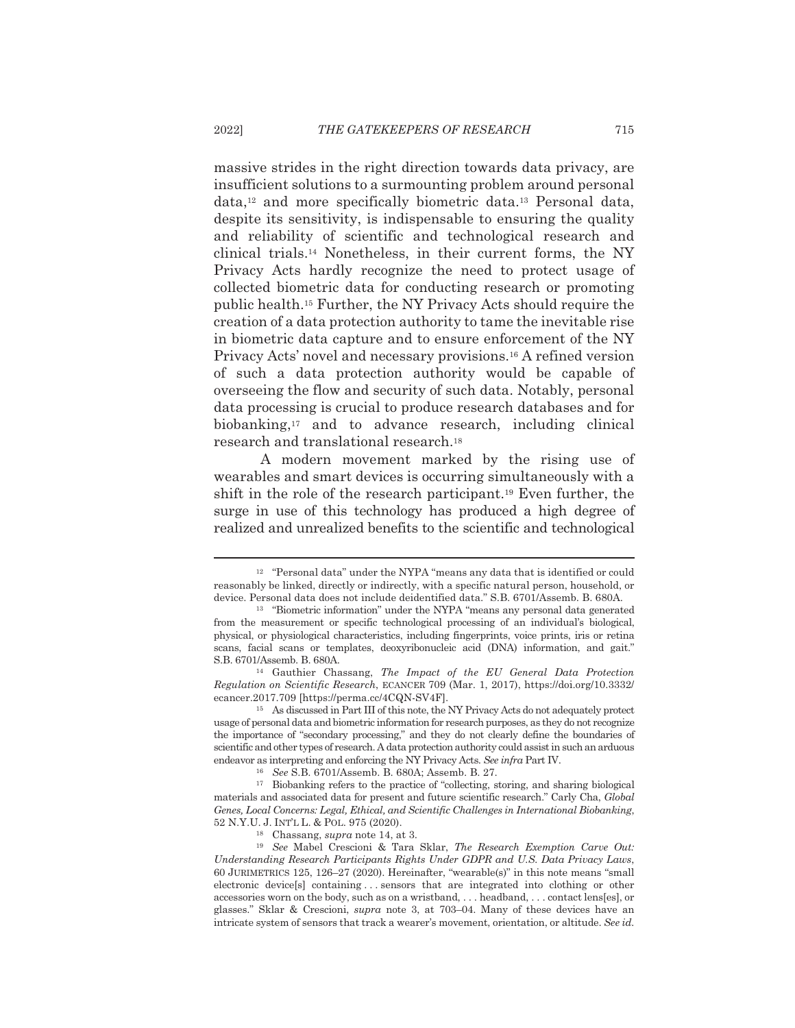massive strides in the right direction towards data privacy, are insufficient solutions to a surmounting problem around personal data,[12] and more specifically biometric data.[13] Personal data, despite its sensitivity, is indispensable to ensuring the quality and reliability of scientific and technological research and clinical trials.[14] Nonetheless, in their current forms, the NY Privacy Acts hardly recognize the need to protect usage of collected biometric data for conducting research or promoting public health.[15] Further, the NY Privacy Acts should require the creation of a data protection authority to tame the inevitable rise in biometric data capture and to ensure enforcement of the NY Privacy Acts' novel and necessary provisions.[16] A refined version of such a data protection authority would be capable of overseeing the flow and security of such data. Notably, personal data processing is crucial to produce research databases and for biobanking,[17] and to advance research, including clinical research and translational research.[18]

A modern movement marked by the rising use of wearables and smart devices is occurring simultaneously with a shift in the role of the research participant.[19] Even further, the surge in use of this technology has produced a high degree of realized and unrealized benefits to the scientific and technological

---

[12] "Personal data" under the NYPA "means any data that is identified or could reasonably be linked, directly or indirectly, with a specific natural person, household, or device. Personal data does not include deidentified data." S.B. 6701/Assemb. B. 680A.

[13] "Biometric information" under the NYPA "means any personal data generated from the measurement or specific technological processing of an individual's biological, physical, or physiological characteristics, including fingerprints, voice prints, iris or retina scans, facial scans or templates, deoxyribonucleic acid (DNA) information, and gait." S.B. 6701/Assemb. B. 680A.

[14] Gauthier Chassang, *The Impact of the EU General Data Protection Regulation on Scientific Research*, ECANCER 709 (Mar. 1, 2017), https://doi.org/10.3332/ecancer.2017.709 [https://perma.cc/4CQN-SV4F].

[15] As discussed in Part III of this note, the NY Privacy Acts do not adequately protect usage of personal data and biometric information for research purposes, as they do not recognize the importance of "secondary processing," and they do not clearly define the boundaries of scientific and other types of research. A data protection authority could assist in such an arduous endeavor as interpreting and enforcing the NY Privacy Acts. *See infra* Part IV.

[16] *See* S.B. 6701/Assemb. B. 680A; Assemb. B. 27.

[17] Biobanking refers to the practice of "collecting, storing, and sharing biological materials and associated data for present and future scientific research." Carly Cha, *Global Genes, Local Concerns: Legal, Ethical, and Scientific Challenges in International Biobanking*, 52 N.Y.U. J. INT'L L. & POL. 975 (2020).

[18] Chassang, *supra* note 14, at 3.

[19] *See* Mabel Crescioni & Tara Sklar, *The Research Exemption Carve Out: Understanding Research Participants Rights Under GDPR and U.S. Data Privacy Laws*, 60 JURIMETRICS 125, 126–27 (2020). Hereinafter, "wearable(s)" in this note means "small electronic device[s] containing . . . sensors that are integrated into clothing or other accessories worn on the body, such as on a wristband, . . . headband, . . . contact lens[es], or glasses." Sklar & Crescioni, *supra* note 3, at 703–04. Many of these devices have an intricate system of sensors that track a wearer's movement, orientation, or altitude. *See id.*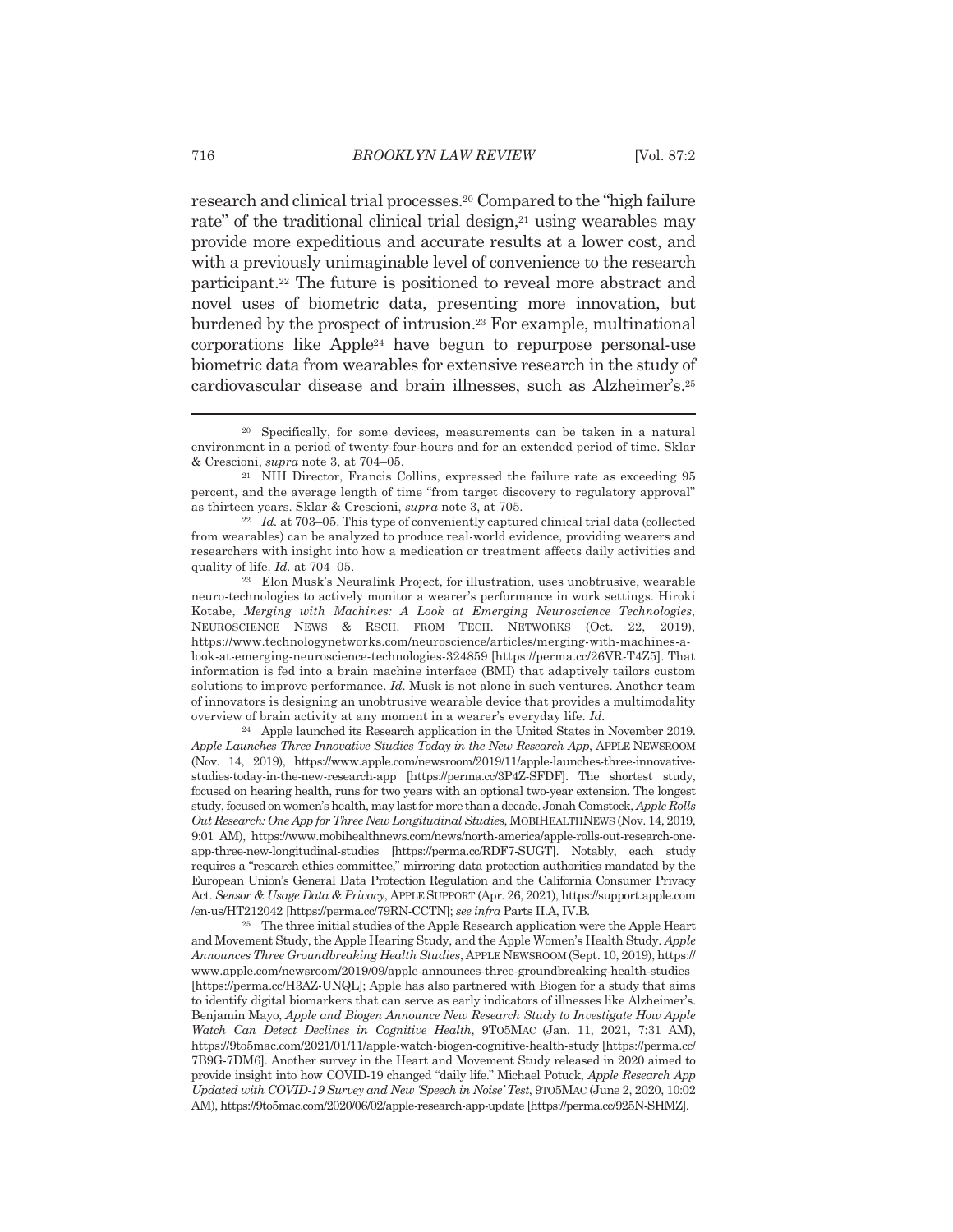research and clinical trial processes.[20] Compared to the "high failure rate" of the traditional clinical trial design,[21] using wearables may provide more expeditious and accurate results at a lower cost, and with a previously unimaginable level of convenience to the research participant.[22] The future is positioned to reveal more abstract and novel uses of biometric data, presenting more innovation, but burdened by the prospect of intrusion.[23] For example, multinational corporations like Apple[24] have begun to repurpose personal-use biometric data from wearables for extensive research in the study of cardiovascular disease and brain illnesses, such as Alzheimer's.[25]

---

[20] Specifically, for some devices, measurements can be taken in a natural environment in a period of twenty-four-hours and for an extended period of time. Sklar & Crescioni, *supra* note 3, at 704–05.

[21] NIH Director, Francis Collins, expressed the failure rate as exceeding 95 percent, and the average length of time "from target discovery to regulatory approval" as thirteen years. Sklar & Crescioni, *supra* note 3, at 705.

[22] *Id.* at 703–05. This type of conveniently captured clinical trial data (collected from wearables) can be analyzed to produce real-world evidence, providing wearers and researchers with insight into how a medication or treatment affects daily activities and quality of life. *Id.* at 704–05.

[23] Elon Musk's Neuralink Project, for illustration, uses unobtrusive, wearable neuro-technologies to actively monitor a wearer's performance in work settings. Hiroki Kotabe, *Merging with Machines: A Look at Emerging Neuroscience Technologies*, NEUROSCIENCE NEWS & RSCH. FROM TECH. NETWORKS (Oct. 22, 2019), https://www.technologynetworks.com/neuroscience/articles/merging-with-machines-a-look-at-emerging-neuroscience-technologies-324859 [https://perma.cc/26VR-T4Z5]. That information is fed into a brain machine interface (BMI) that adaptively tailors custom solutions to improve performance. *Id.* Musk is not alone in such ventures. Another team of innovators is designing an unobtrusive wearable device that provides a multimodality overview of brain activity at any moment in a wearer's everyday life. *Id.*

[24] Apple launched its Research application in the United States in November 2019. *Apple Launches Three Innovative Studies Today in the New Research App*, APPLE NEWSROOM (Nov. 14, 2019), https://www.apple.com/newsroom/2019/11/apple-launches-three-innovative-studies-today-in-the-new-research-app [https://perma.cc/3P4Z-SFDF]. The shortest study, focused on hearing health, runs for two years with an optional two-year extension. The longest study, focused on women's health, may last for more than a decade. Jonah Comstock, *Apple Rolls Out Research: One App for Three New Longitudinal Studies*, MOBIHEALTHNEWS (Nov. 14, 2019, 9:01 AM), https://www.mobihealthnews.com/news/north-america/apple-rolls-out-research-one-app-three-new-longitudinal-studies [https://perma.cc/RDF7-SUGT]. Notably, each study requires a "research ethics committee," mirroring data protection authorities mandated by the European Union's General Data Protection Regulation and the California Consumer Privacy Act. *Sensor & Usage Data & Privacy*, APPLE SUPPORT (Apr. 26, 2021), https://support.apple.com/en-us/HT212042 [https://perma.cc/79RN-CCTN]; *see infra* Parts II.A, IV.B.

[25] The three initial studies of the Apple Research application were the Apple Heart and Movement Study, the Apple Hearing Study, and the Apple Women's Health Study. *Apple Announces Three Groundbreaking Health Studies*, APPLE NEWSROOM (Sept. 10, 2019), https://www.apple.com/newsroom/2019/09/apple-announces-three-groundbreaking-health-studies [https://perma.cc/H3AZ-UNQL]; Apple has also partnered with Biogen for a study that aims to identify digital biomarkers that can serve as early indicators of illnesses like Alzheimer's. Benjamin Mayo, *Apple and Biogen Announce New Research Study to Investigate How Apple Watch Can Detect Declines in Cognitive Health*, 9TO5MAC (Jan. 11, 2021, 7:31 AM), https://9to5mac.com/2021/01/11/apple-watch-biogen-cognitive-health-study [https://perma.cc/7B9G-7DM6]. Another survey in the Heart and Movement Study released in 2020 aimed to provide insight into how COVID-19 changed "daily life." Michael Potuck, *Apple Research App Updated with COVID-19 Survey and New 'Speech in Noise' Test*, 9TO5MAC (June 2, 2020, 10:02 AM), https://9to5mac.com/2020/06/02/apple-research-app-update [https://perma.cc/925N-SHMZ].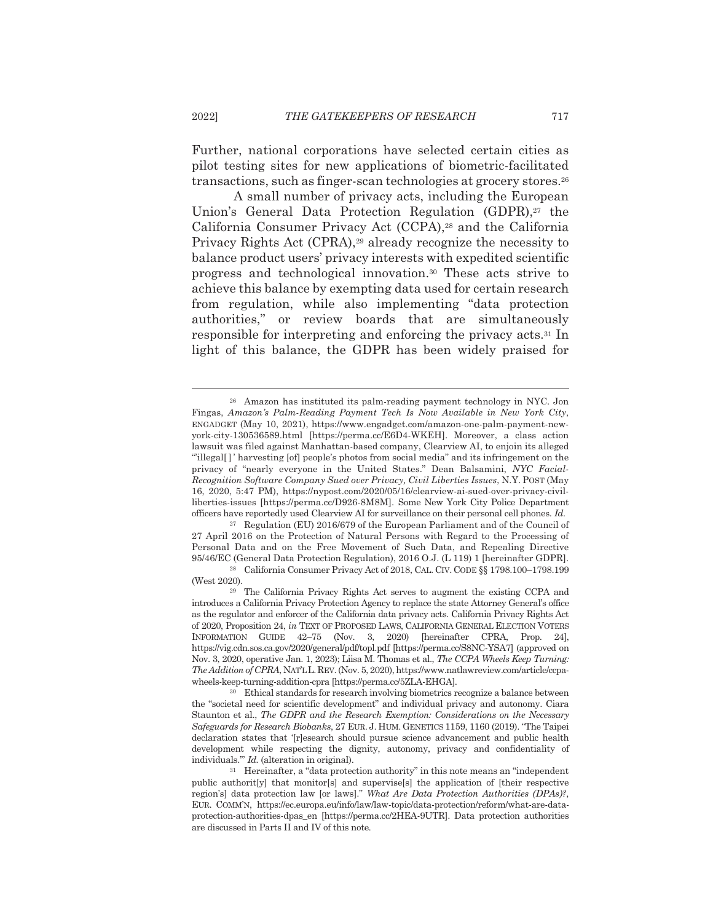Further, national corporations have selected certain cities as pilot testing sites for new applications of biometric-facilitated transactions, such as finger-scan technologies at grocery stores.[26]

A small number of privacy acts, including the European Union's General Data Protection Regulation (GDPR),[27] the California Consumer Privacy Act (CCPA),[28] and the California Privacy Rights Act (CPRA),[29] already recognize the necessity to balance product users' privacy interests with expedited scientific progress and technological innovation.[30] These acts strive to achieve this balance by exempting data used for certain research from regulation, while also implementing "data protection authorities," or review boards that are simultaneously responsible for interpreting and enforcing the privacy acts.[31] In light of this balance, the GDPR has been widely praised for

---

[26] Amazon has instituted its palm-reading payment technology in NYC. Jon Fingas, *Amazon's Palm-Reading Payment Tech Is Now Available in New York City*, ENGADGET (May 10, 2021), https://www.engadget.com/amazon-one-palm-payment-new-york-city-130536589.html [https://perma.cc/E6D4-WKEH]. Moreover, a class action lawsuit was filed against Manhattan-based company, Clearview AI, to enjoin its alleged "'illegal[ ]' harvesting [of] people's photos from social media" and its infringement on the privacy of "nearly everyone in the United States." Dean Balsamini, *NYC Facial-Recognition Software Company Sued over Privacy, Civil Liberties Issues*, N.Y. POST (May 16, 2020, 5:47 PM), https://nypost.com/2020/05/16/clearview-ai-sued-over-privacy-civil-liberties-issues [https://perma.cc/D926-8M8M]. Some New York City Police Department officers have reportedly used Clearview AI for surveillance on their personal cell phones. *Id.*

[27] Regulation (EU) 2016/679 of the European Parliament and of the Council of 27 April 2016 on the Protection of Natural Persons with Regard to the Processing of Personal Data and on the Free Movement of Such Data, and Repealing Directive 95/46/EC (General Data Protection Regulation), 2016 O.J. (L 119) 1 [hereinafter GDPR].

[28] California Consumer Privacy Act of 2018, CAL. CIV. CODE §§ 1798.100–1798.199 (West 2020).

[29] The California Privacy Rights Act serves to augment the existing CCPA and introduces a California Privacy Protection Agency to replace the state Attorney General's office as the regulator and enforcer of the California data privacy acts. California Privacy Rights Act of 2020, Proposition 24, *in* TEXT OF PROPOSED LAWS, CALIFORNIA GENERAL ELECTION VOTERS INFORMATION GUIDE 42–75 (Nov. 3, 2020) [hereinafter CPRA, Prop. 24], https://vig.cdn.sos.ca.gov/2020/general/pdf/topl.pdf [https://perma.cc/S8NC-YSA7] (approved on Nov. 3, 2020, operative Jan. 1, 2023); Liisa M. Thomas et al., *The CCPA Wheels Keep Turning: The Addition of CPRA*, NAT'L L. REV. (Nov. 5, 2020), https://www.natlawreview.com/article/ccpa-wheels-keep-turning-addition-cpra [https://perma.cc/5ZLA-EHGA].

[30] Ethical standards for research involving biometrics recognize a balance between the "societal need for scientific development" and individual privacy and autonomy. Ciara Staunton et al., *The GDPR and the Research Exemption: Considerations on the Necessary Safeguards for Research Biobanks*, 27 EUR. J. HUM. GENETICS 1159, 1160 (2019). "The Taipei declaration states that '[r]esearch should pursue science advancement and public health development while respecting the dignity, autonomy, privacy and confidentiality of individuals.'" *Id.* (alteration in original).

[31] Hereinafter, a "data protection authority" in this note means an "independent public authorit[y] that monitor[s] and supervise[s] the application of [their respective region's] data protection law [or laws]." *What Are Data Protection Authorities (DPAs)?*, EUR. COMM'N, https://ec.europa.eu/info/law/law-topic/data-protection/reform/what-are-data-protection-authorities-dpas_en [https://perma.cc/2HEA-9UTR]. Data protection authorities are discussed in Parts II and IV of this note.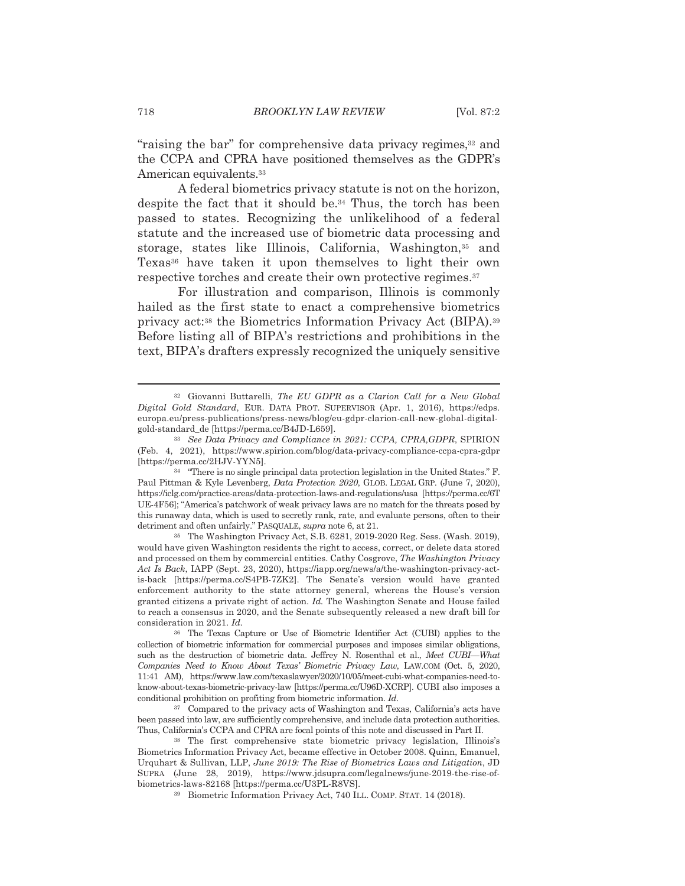"raising the bar" for comprehensive data privacy regimes,[32] and the CCPA and CPRA have positioned themselves as the GDPR's American equivalents.[33]

A federal biometrics privacy statute is not on the horizon, despite the fact that it should be.[34] Thus, the torch has been passed to states. Recognizing the unlikelihood of a federal statute and the increased use of biometric data processing and storage, states like Illinois, California, Washington,[35] and Texas[36] have taken it upon themselves to light their own respective torches and create their own protective regimes.[37]

For illustration and comparison, Illinois is commonly hailed as the first state to enact a comprehensive biometrics privacy act:[38] the Biometrics Information Privacy Act (BIPA).[39] Before listing all of BIPA's restrictions and prohibitions in the text, BIPA's drafters expressly recognized the uniquely sensitive

---

[32] Giovanni Buttarelli, *The EU GDPR as a Clarion Call for a New Global Digital Gold Standard*, EUR. DATA PROT. SUPERVISOR (Apr. 1, 2016), https://edps.europa.eu/press-publications/press-news/blog/eu-gdpr-clarion-call-new-global-digital-gold-standard_de [https://perma.cc/B4JD-L659].

[33] *See Data Privacy and Compliance in 2021: CCPA, CPRA,GDPR*, SPIRION (Feb. 4, 2021), https://www.spirion.com/blog/data-privacy-compliance-ccpa-cpra-gdpr [https://perma.cc/2HJV-YYN5].

[34] "There is no single principal data protection legislation in the United States." F. Paul Pittman & Kyle Levenberg, *Data Protection 2020*, GLOB. LEGAL GRP. (June 7, 2020), https://iclg.com/practice-areas/data-protection-laws-and-regulations/usa [https://perma.cc/6TUE-4F56]; "America's patchwork of weak privacy laws are no match for the threats posed by this runaway data, which is used to secretly rank, rate, and evaluate persons, often to their detriment and often unfairly." PASQUALE, *supra* note 6, at 21.

[35] The Washington Privacy Act, S.B. 6281, 2019-2020 Reg. Sess. (Wash. 2019), would have given Washington residents the right to access, correct, or delete data stored and processed on them by commercial entities. Cathy Cosgrove, *The Washington Privacy Act Is Back*, IAPP (Sept. 23, 2020), https://iapp.org/news/a/the-washington-privacy-act-is-back [https://perma.cc/S4PB-7ZK2]. The Senate's version would have granted enforcement authority to the state attorney general, whereas the House's version granted citizens a private right of action. *Id.* The Washington Senate and House failed to reach a consensus in 2020, and the Senate subsequently released a new draft bill for consideration in 2021. *Id.*

[36] The Texas Capture or Use of Biometric Identifier Act (CUBI) applies to the collection of biometric information for commercial purposes and imposes similar obligations, such as the destruction of biometric data. Jeffrey N. Rosenthal et al., *Meet CUBI—What Companies Need to Know About Texas' Biometric Privacy Law*, LAW.COM (Oct. 5, 2020, 11:41 AM), https://www.law.com/texaslawyer/2020/10/05/meet-cubi-what-companies-need-to-know-about-texas-biometric-privacy-law [https://perma.cc/U96D-XCRP]. CUBI also imposes a conditional prohibition on profiting from biometric information. *Id.*

[37] Compared to the privacy acts of Washington and Texas, California's acts have been passed into law, are sufficiently comprehensive, and include data protection authorities. Thus, California's CCPA and CPRA are focal points of this note and discussed in Part II.

[38] The first comprehensive state biometric privacy legislation, Illinois's Biometrics Information Privacy Act, became effective in October 2008. Quinn, Emanuel, Urquhart & Sullivan, LLP, *June 2019: The Rise of Biometrics Laws and Litigation*, JD SUPRA (June 28, 2019), https://www.jdsupra.com/legalnews/june-2019-the-rise-of-biometrics-laws-82168 [https://perma.cc/U3PL-R8VS].

[39] Biometric Information Privacy Act, 740 ILL. COMP. STAT. 14 (2018).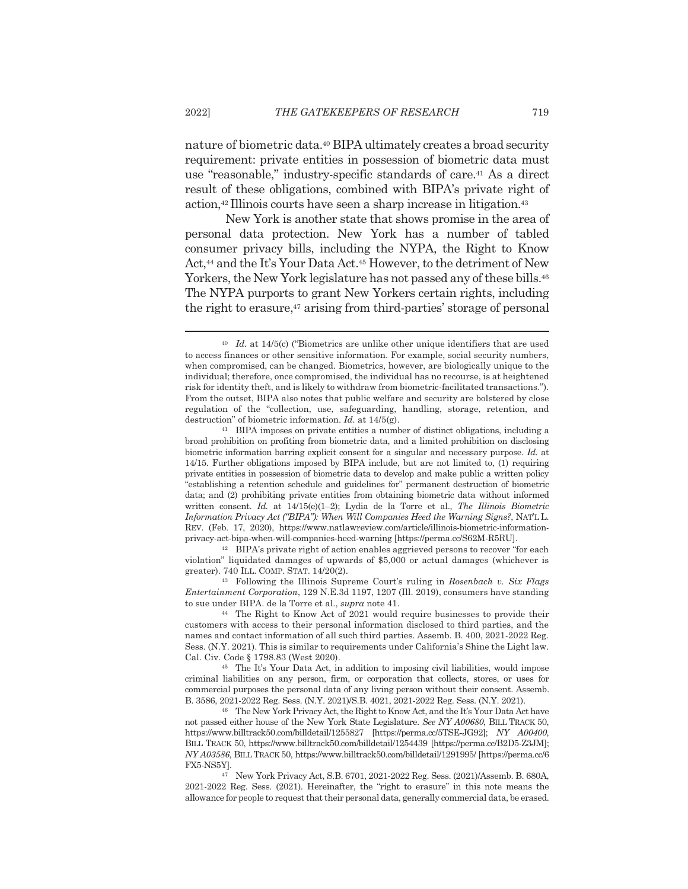nature of biometric data.[40] BIPA ultimately creates a broad security requirement: private entities in possession of biometric data must use "reasonable," industry-specific standards of care.[41] As a direct result of these obligations, combined with BIPA's private right of action,[42] Illinois courts have seen a sharp increase in litigation.[43]

New York is another state that shows promise in the area of personal data protection. New York has a number of tabled consumer privacy bills, including the NYPA, the Right to Know Act,[44] and the It's Your Data Act.[45] However, to the detriment of New Yorkers, the New York legislature has not passed any of these bills.[46] The NYPA purports to grant New Yorkers certain rights, including the right to erasure,[47] arising from third-parties' storage of personal

---

[40] *Id.* at 14/5(c) ("Biometrics are unlike other unique identifiers that are used to access finances or other sensitive information. For example, social security numbers, when compromised, can be changed. Biometrics, however, are biologically unique to the individual; therefore, once compromised, the individual has no recourse, is at heightened risk for identity theft, and is likely to withdraw from biometric-facilitated transactions."). From the outset, BIPA also notes that public welfare and security are bolstered by close regulation of the "collection, use, safeguarding, handling, storage, retention, and destruction" of biometric information. *Id.* at 14/5(g).

[41] BIPA imposes on private entities a number of distinct obligations, including a broad prohibition on profiting from biometric data, and a limited prohibition on disclosing biometric information barring explicit consent for a singular and necessary purpose. *Id.* at 14/15. Further obligations imposed by BIPA include, but are not limited to, (1) requiring private entities in possession of biometric data to develop and make public a written policy "establishing a retention schedule and guidelines for" permanent destruction of biometric data; and (2) prohibiting private entities from obtaining biometric data without informed written consent. *Id.* at 14/15(e)(1–2); Lydia de la Torre et al., *The Illinois Biometric Information Privacy Act ("BIPA"): When Will Companies Heed the Warning Signs?*, NAT'L L. REV. (Feb. 17, 2020), https://www.natlawreview.com/article/illinois-biometric-information-privacy-act-bipa-when-will-companies-heed-warning [https://perma.cc/S62M-R5RU].

[42] BIPA's private right of action enables aggrieved persons to recover "for each violation" liquidated damages of upwards of $5,000 or actual damages (whichever is greater). 740 ILL. COMP. STAT. 14/20(2).

[43] Following the Illinois Supreme Court's ruling in *Rosenbach v. Six Flags Entertainment Corporation*, 129 N.E.3d 1197, 1207 (Ill. 2019), consumers have standing to sue under BIPA. de la Torre et al., *supra* note 41.

[44] The Right to Know Act of 2021 would require businesses to provide their customers with access to their personal information disclosed to third parties, and the names and contact information of all such third parties. Assemb. B. 400, 2021-2022 Reg. Sess. (N.Y. 2021). This is similar to requirements under California's Shine the Light law. Cal. Civ. Code § 1798.83 (West 2020).

[45] The It's Your Data Act, in addition to imposing civil liabilities, would impose criminal liabilities on any person, firm, or corporation that collects, stores, or uses for commercial purposes the personal data of any living person without their consent. Assemb. B. 3586, 2021-2022 Reg. Sess. (N.Y. 2021)/S.B. 4021, 2021-2022 Reg. Sess. (N.Y. 2021).

[46] The New York Privacy Act, the Right to Know Act, and the It's Your Data Act have not passed either house of the New York State Legislature. *See NY A00680*, BILL TRACK 50, https://www.billtrack50.com/billdetail/1255827 [https://perma.cc/5TSE-JG92]; *NY A00400*, BILL TRACK 50, https://www.billtrack50.com/billdetail/1254439 [https://perma.cc/B2D5-Z3JM]; *NY A03586*, BILL TRACK 50, https://www.billtrack50.com/billdetail/1291995/ [https://perma.cc/6FX5-NS5Y].

[47] New York Privacy Act, S.B. 6701, 2021-2022 Reg. Sess. (2021)/Assemb. B. 680A, 2021-2022 Reg. Sess. (2021). Hereinafter, the "right to erasure" in this note means the allowance for people to request that their personal data, generally commercial data, be erased.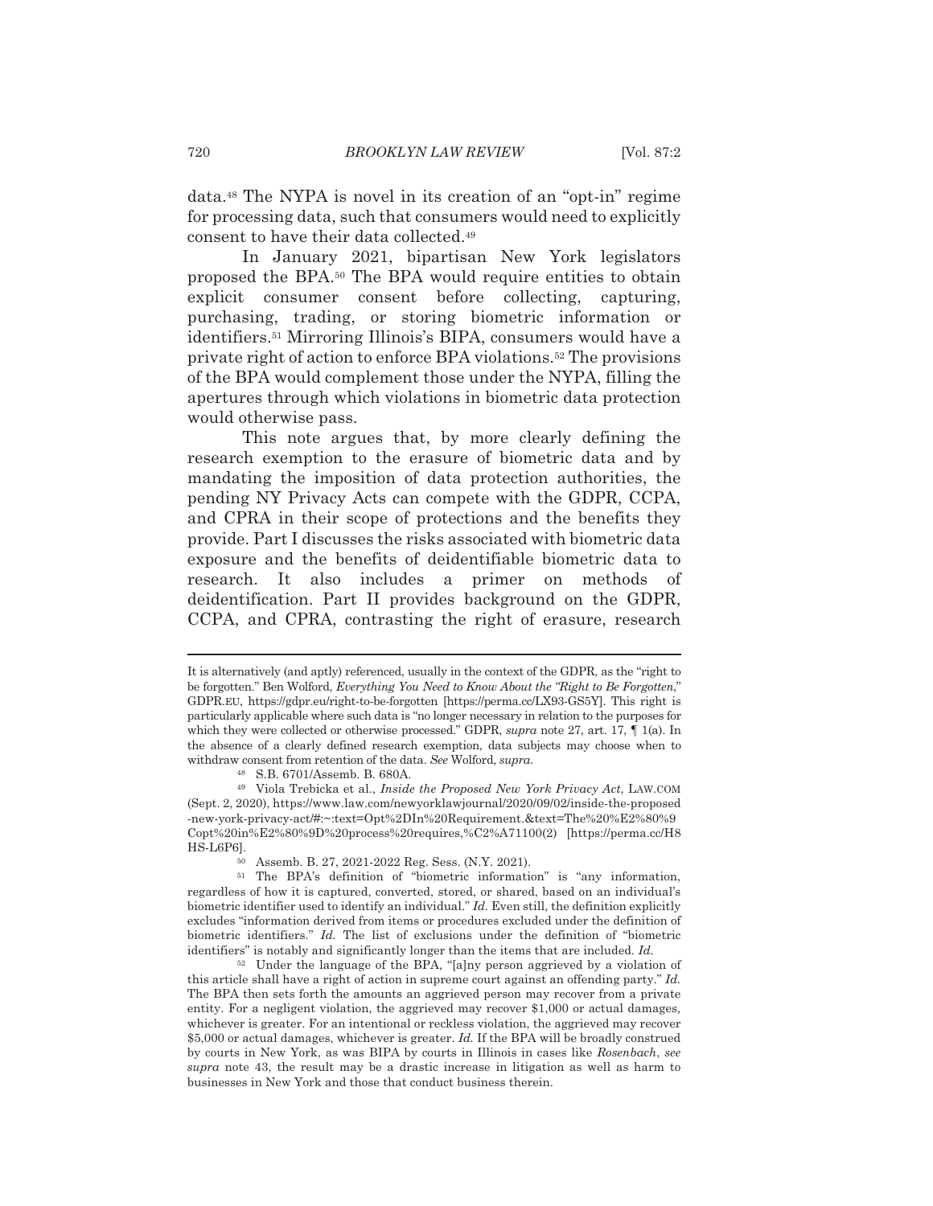data.[48] The NYPA is novel in its creation of an "opt-in" regime for processing data, such that consumers would need to explicitly consent to have their data collected.[49]

In January 2021, bipartisan New York legislators proposed the BPA.[50] The BPA would require entities to obtain explicit consumer consent before collecting, capturing, purchasing, trading, or storing biometric information or identifiers.[51] Mirroring Illinois's BIPA, consumers would have a private right of action to enforce BPA violations.[52] The provisions of the BPA would complement those under the NYPA, filling the apertures through which violations in biometric data protection would otherwise pass.

This note argues that, by more clearly defining the research exemption to the erasure of biometric data and by mandating the imposition of data protection authorities, the pending NY Privacy Acts can compete with the GDPR, CCPA, and CPRA in their scope of protections and the benefits they provide. Part I discusses the risks associated with biometric data exposure and the benefits of deidentifiable biometric data to research. It also includes a primer on methods of deidentification. Part II provides background on the GDPR, CCPA, and CPRA, contrasting the right of erasure, research

---

It is alternatively (and aptly) referenced, usually in the context of the GDPR, as the "right to be forgotten." Ben Wolford, *Everything You Need to Know About the "Right to Be Forgotten*," GDPR.EU, https://gdpr.eu/right-to-be-forgotten [https://perma.cc/LX93-GS5Y]. This right is particularly applicable where such data is "no longer necessary in relation to the purposes for which they were collected or otherwise processed." GDPR, *supra* note 27, art. 17, ¶ 1(a). In the absence of a clearly defined research exemption, data subjects may choose when to withdraw consent from retention of the data. *See* Wolford, *supra*.

[48] S.B. 6701/Assemb. B. 680A.

[49] Viola Trebicka et al., *Inside the Proposed New York Privacy Act*, LAW.COM (Sept. 2, 2020), https://www.law.com/newyorklawjournal/2020/09/02/inside-the-proposed-new-york-privacy-act/#:~:text=Opt%2DIn%20Requirement.&text=The%20%E2%80%9Copt%20in%E2%80%9D%20process%20requires,%C2%A71100(2) [https://perma.cc/H8HS-L6P6].

[50] Assemb. B. 27, 2021-2022 Reg. Sess. (N.Y. 2021).

[51] The BPA's definition of "biometric information" is "any information, regardless of how it is captured, converted, stored, or shared, based on an individual's biometric identifier used to identify an individual." *Id.* Even still, the definition explicitly excludes "information derived from items or procedures excluded under the definition of biometric identifiers." *Id.* The list of exclusions under the definition of "biometric identifiers" is notably and significantly longer than the items that are included. *Id.*

[52] Under the language of the BPA, "[a]ny person aggrieved by a violation of this article shall have a right of action in supreme court against an offending party." *Id.* The BPA then sets forth the amounts an aggrieved person may recover from a private entity. For a negligent violation, the aggrieved may recover $1,000 or actual damages, whichever is greater. For an intentional or reckless violation, the aggrieved may recover $5,000 or actual damages, whichever is greater. *Id.* If the BPA will be broadly construed by courts in New York, as was BIPA by courts in Illinois in cases like *Rosenbach*, *see supra* note 43, the result may be a drastic increase in litigation as well as harm to businesses in New York and those that conduct business therein.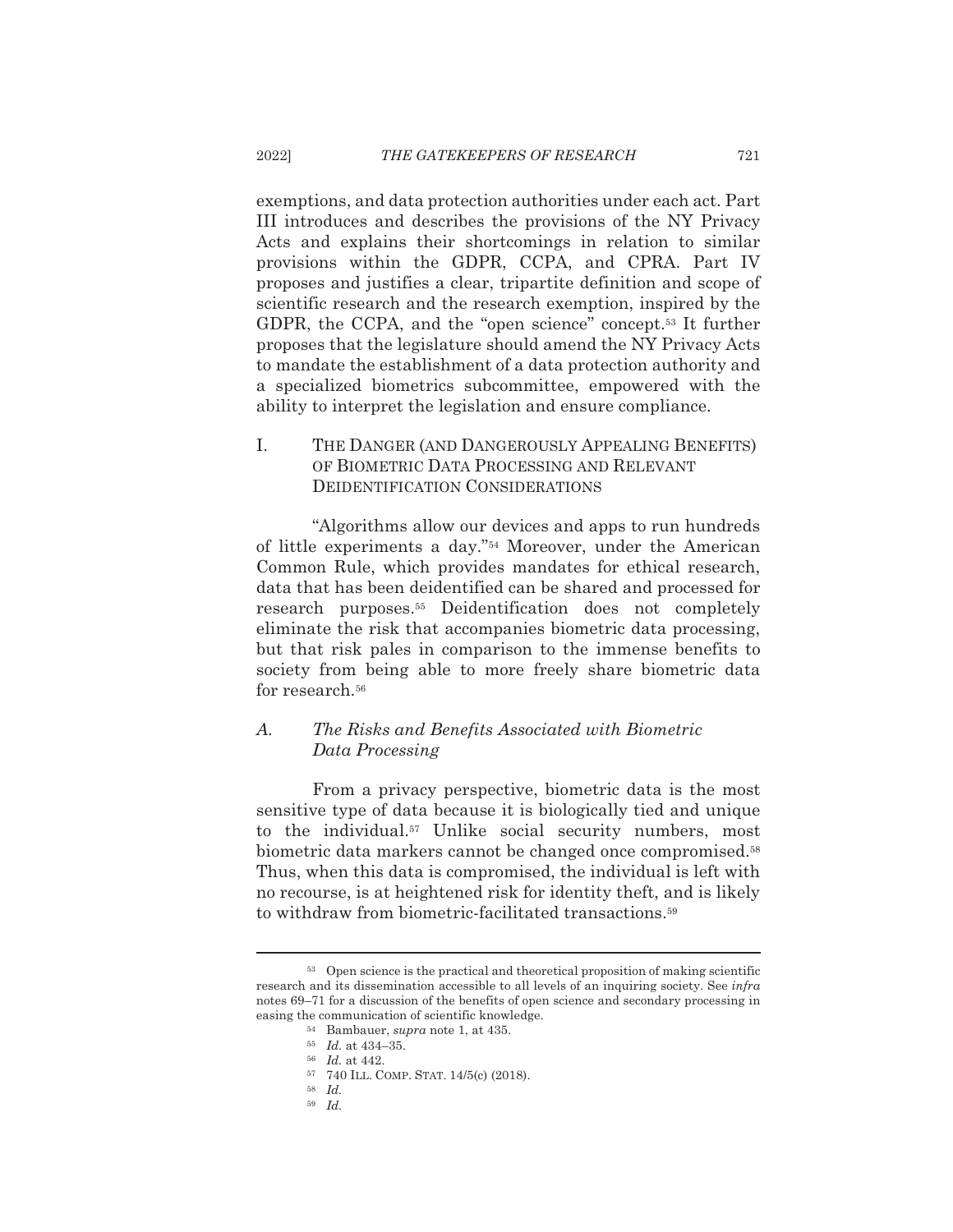exemptions, and data protection authorities under each act. Part III introduces and describes the provisions of the NY Privacy Acts and explains their shortcomings in relation to similar provisions within the GDPR, CCPA, and CPRA. Part IV proposes and justifies a clear, tripartite definition and scope of scientific research and the research exemption, inspired by the GDPR, the CCPA, and the "open science" concept.[53] It further proposes that the legislature should amend the NY Privacy Acts to mandate the establishment of a data protection authority and a specialized biometrics subcommittee, empowered with the ability to interpret the legislation and ensure compliance.

## I. THE DANGER (AND DANGEROUSLY APPEALING BENEFITS) OF BIOMETRIC DATA PROCESSING AND RELEVANT DEIDENTIFICATION CONSIDERATIONS

"Algorithms allow our devices and apps to run hundreds of little experiments a day."[54] Moreover, under the American Common Rule, which provides mandates for ethical research, data that has been deidentified can be shared and processed for research purposes.[55] Deidentification does not completely eliminate the risk that accompanies biometric data processing, but that risk pales in comparison to the immense benefits to society from being able to more freely share biometric data for research.[56]

### *A. The Risks and Benefits Associated with Biometric Data Processing*

From a privacy perspective, biometric data is the most sensitive type of data because it is biologically tied and unique to the individual.[57] Unlike social security numbers, most biometric data markers cannot be changed once compromised.[58] Thus, when this data is compromised, the individual is left with no recourse, is at heightened risk for identity theft, and is likely to withdraw from biometric-facilitated transactions.[59]

---

[53] Open science is the practical and theoretical proposition of making scientific research and its dissemination accessible to all levels of an inquiring society. See *infra* notes 69–71 for a discussion of the benefits of open science and secondary processing in easing the communication of scientific knowledge.

[54] Bambauer, *supra* note 1, at 435.

[55] *Id.* at 434–35.

[56] *Id.* at 442.

[57] 740 ILL. COMP. STAT. 14/5(c) (2018).

[58] *Id.*

[59] *Id.*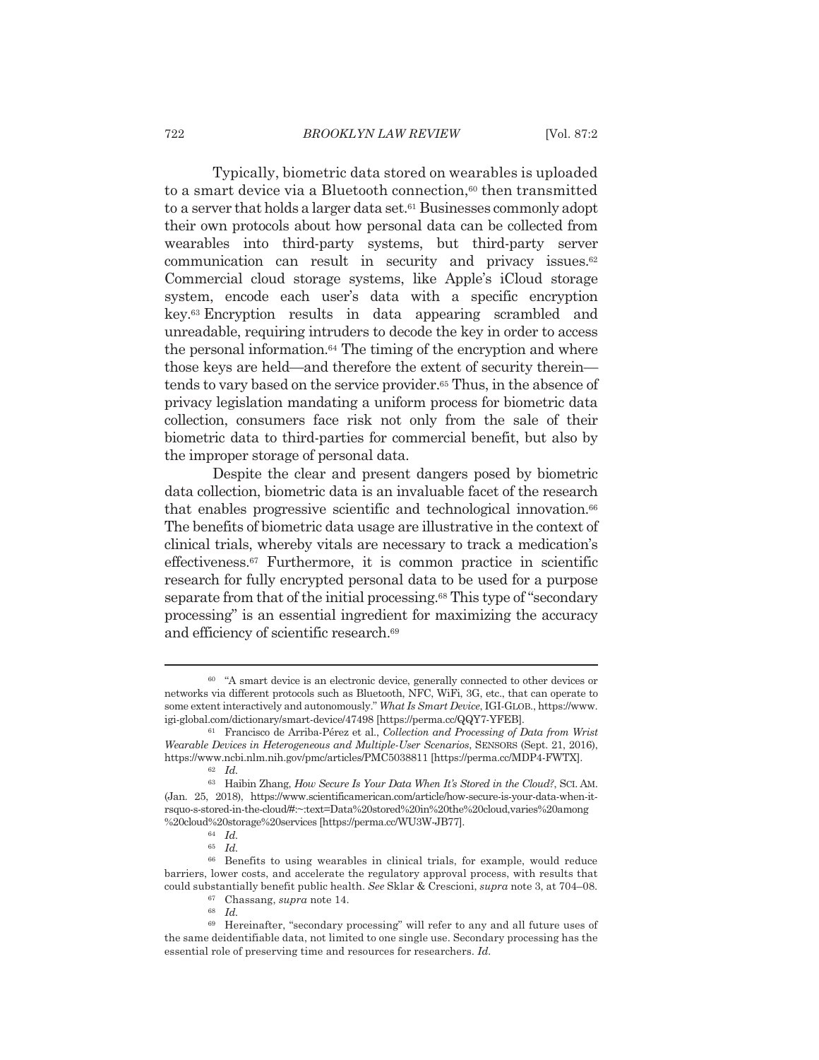Typically, biometric data stored on wearables is uploaded to a smart device via a Bluetooth connection,[60] then transmitted to a server that holds a larger data set.[61] Businesses commonly adopt their own protocols about how personal data can be collected from wearables into third-party systems, but third-party server communication can result in security and privacy issues.[62] Commercial cloud storage systems, like Apple's iCloud storage system, encode each user's data with a specific encryption key.[63] Encryption results in data appearing scrambled and unreadable, requiring intruders to decode the key in order to access the personal information.[64] The timing of the encryption and where those keys are held—and therefore the extent of security therein—tends to vary based on the service provider.[65] Thus, in the absence of privacy legislation mandating a uniform process for biometric data collection, consumers face risk not only from the sale of their biometric data to third-parties for commercial benefit, but also by the improper storage of personal data.

Despite the clear and present dangers posed by biometric data collection, biometric data is an invaluable facet of the research that enables progressive scientific and technological innovation.[66] The benefits of biometric data usage are illustrative in the context of clinical trials, whereby vitals are necessary to track a medication's effectiveness.[67] Furthermore, it is common practice in scientific research for fully encrypted personal data to be used for a purpose separate from that of the initial processing.[68] This type of "secondary processing" is an essential ingredient for maximizing the accuracy and efficiency of scientific research.[69]

---

[60] "A smart device is an electronic device, generally connected to other devices or networks via different protocols such as Bluetooth, NFC, WiFi, 3G, etc., that can operate to some extent interactively and autonomously." *What Is Smart Device*, IGI-GLOB., https://www.igi-global.com/dictionary/smart-device/47498 [https://perma.cc/QQY7-YFEB].

[61] Francisco de Arriba-Pérez et al., *Collection and Processing of Data from Wrist Wearable Devices in Heterogeneous and Multiple-User Scenarios*, SENSORS (Sept. 21, 2016), https://www.ncbi.nlm.nih.gov/pmc/articles/PMC5038811 [https://perma.cc/MDP4-FWTX].

[62] *Id.*

[63] Haibin Zhang, *How Secure Is Your Data When It's Stored in the Cloud?*, SCI. AM. (Jan. 25, 2018), https://www.scientificamerican.com/article/how-secure-is-your-data-when-it-rsquo-s-stored-in-the-cloud/#:~:text=Data%20stored%20in%20the%20cloud,varies%20among%20cloud%20storage%20services [https://perma.cc/WU3W-JB77].

[64] *Id.*

[65] *Id.*

[66] Benefits to using wearables in clinical trials, for example, would reduce barriers, lower costs, and accelerate the regulatory approval process, with results that could substantially benefit public health. *See* Sklar & Crescioni, *supra* note 3, at 704–08.

[67] Chassang, *supra* note 14.

[68] *Id.*

[69] Hereinafter, "secondary processing" will refer to any and all future uses of the same deidentifiable data, not limited to one single use. Secondary processing has the essential role of preserving time and resources for researchers. *Id.*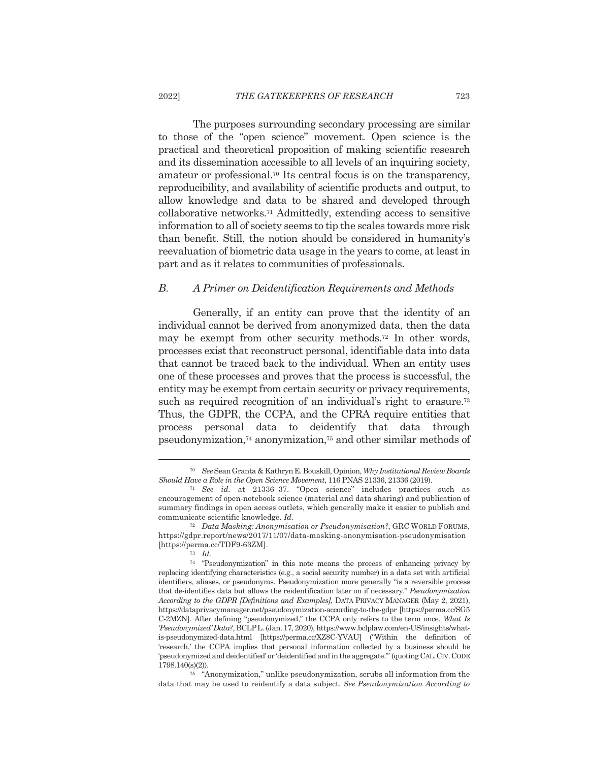The purposes surrounding secondary processing are similar to those of the "open science" movement. Open science is the practical and theoretical proposition of making scientific research and its dissemination accessible to all levels of an inquiring society, amateur or professional.[70] Its central focus is on the transparency, reproducibility, and availability of scientific products and output, to allow knowledge and data to be shared and developed through collaborative networks.[71] Admittedly, extending access to sensitive information to all of society seems to tip the scales towards more risk than benefit. Still, the notion should be considered in humanity's reevaluation of biometric data usage in the years to come, at least in part and as it relates to communities of professionals.

### *B. A Primer on Deidentification Requirements and Methods*

Generally, if an entity can prove that the identity of an individual cannot be derived from anonymized data, then the data may be exempt from other security methods.[72] In other words, processes exist that reconstruct personal, identifiable data into data that cannot be traced back to the individual. When an entity uses one of these processes and proves that the process is successful, the entity may be exempt from certain security or privacy requirements, such as required recognition of an individual's right to erasure.[73] Thus, the GDPR, the CCPA, and the CPRA require entities that process personal data to deidentify that data through pseudonymization,[74] anonymization,[75] and other similar methods of

---

[70] *See* Sean Granta & Kathryn E. Bouskill, Opinion, *Why Institutional Review Boards Should Have a Role in the Open Science Movement*, 116 PNAS 21336, 21336 (2019).

[71] *See id.* at 21336–37. "Open science" includes practices such as encouragement of open-notebook science (material and data sharing) and publication of summary findings in open access outlets, which generally make it easier to publish and communicate scientific knowledge. *Id.*

[72] *Data Masking: Anonymisation or Pseudonymisation?*, GRC WORLD FORUMS, https://gdpr.report/news/2017/11/07/data-masking-anonymisation-pseudonymisation [https://perma.cc/TDF9-63ZM].

[73] *Id.*

[74] "Pseudonymization" in this note means the process of enhancing privacy by replacing identifying characteristics (e.g., a social security number) in a data set with artificial identifiers, aliases, or pseudonyms. Pseudonymization more generally "is a reversible process that de-identifies data but allows the reidentification later on if necessary." *Pseudonymization According to the GDPR [Definitions and Examples]*, DATA PRIVACY MANAGER (May 2, 2021), https://dataprivacymanager.net/pseudonymization-according-to-the-gdpr [https://perma.cc/SG5C-2MZN]. After defining "pseudonymized," the CCPA only refers to the term once. *What Is 'Pseudonymized' Data?*, BCLP L. (Jan. 17, 2020), https://www.bclplaw.com/en-US/insights/what-is-pseudonymized-data.html [https://perma.cc/XZ8C-YVAU] ("Within the definition of 'research,' the CCPA implies that personal information collected by a business should be 'pseudonymized and deidentified' or 'deidentified and in the aggregate.'" (quoting CAL. CIV. CODE 1798.140(s)(2)).

[75] "Anonymization," unlike pseudonymization, scrubs all information from the data that may be used to reidentify a data subject. *See Pseudonymization According to*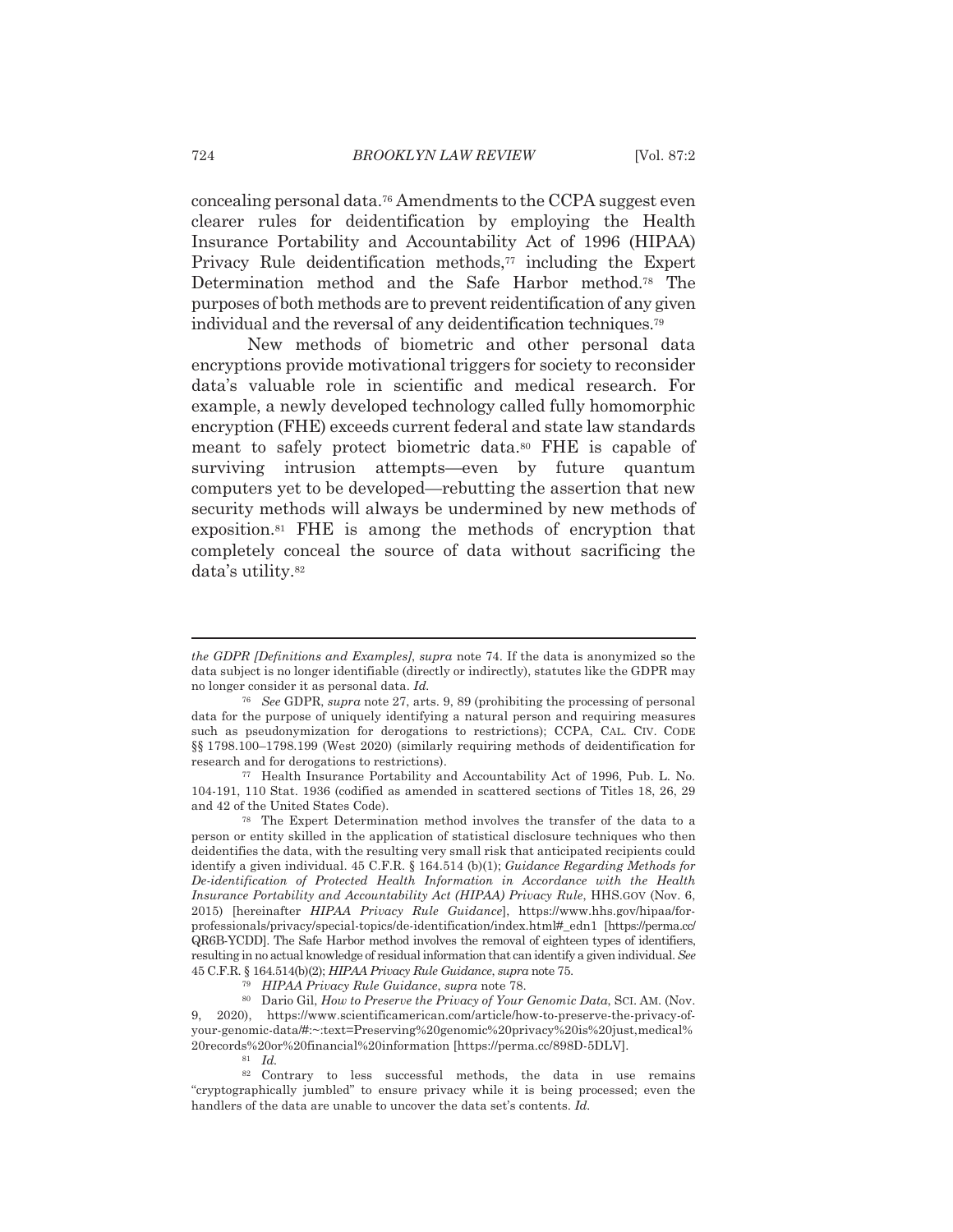concealing personal data.[76] Amendments to the CCPA suggest even clearer rules for deidentification by employing the Health Insurance Portability and Accountability Act of 1996 (HIPAA) Privacy Rule deidentification methods,[77] including the Expert Determination method and the Safe Harbor method.[78] The purposes of both methods are to prevent reidentification of any given individual and the reversal of any deidentification techniques.[79]

New methods of biometric and other personal data encryptions provide motivational triggers for society to reconsider data's valuable role in scientific and medical research. For example, a newly developed technology called fully homomorphic encryption (FHE) exceeds current federal and state law standards meant to safely protect biometric data.[80] FHE is capable of surviving intrusion attempts—even by future quantum computers yet to be developed—rebutting the assertion that new security methods will always be undermined by new methods of exposition.[81] FHE is among the methods of encryption that completely conceal the source of data without sacrificing the data's utility.[82]

---

*the GDPR [Definitions and Examples]*, *supra* note 74. If the data is anonymized so the data subject is no longer identifiable (directly or indirectly), statutes like the GDPR may no longer consider it as personal data. *Id.*

[76] *See* GDPR, *supra* note 27, arts. 9, 89 (prohibiting the processing of personal data for the purpose of uniquely identifying a natural person and requiring measures such as pseudonymization for derogations to restrictions); CCPA, CAL. CIV. CODE §§ 1798.100–1798.199 (West 2020) (similarly requiring methods of deidentification for research and for derogations to restrictions).

[77] Health Insurance Portability and Accountability Act of 1996, Pub. L. No. 104-191, 110 Stat. 1936 (codified as amended in scattered sections of Titles 18, 26, 29 and 42 of the United States Code).

[78] The Expert Determination method involves the transfer of the data to a person or entity skilled in the application of statistical disclosure techniques who then deidentifies the data, with the resulting very small risk that anticipated recipients could identify a given individual. 45 C.F.R. § 164.514 (b)(1); *Guidance Regarding Methods for De-identification of Protected Health Information in Accordance with the Health Insurance Portability and Accountability Act (HIPAA) Privacy Rule*, HHS.GOV (Nov. 6, 2015) [hereinafter *HIPAA Privacy Rule Guidance*], https://www.hhs.gov/hipaa/for-professionals/privacy/special-topics/de-identification/index.html#_edn1 [https://perma.cc/QR6B-YCDD]. The Safe Harbor method involves the removal of eighteen types of identifiers, resulting in no actual knowledge of residual information that can identify a given individual. *See* 45 C.F.R. § 164.514(b)(2); *HIPAA Privacy Rule Guidance*, *supra* note 75.

[79] *HIPAA Privacy Rule Guidance*, *supra* note 78.

[80] Dario Gil, *How to Preserve the Privacy of Your Genomic Data*, SCI. AM. (Nov. 9, 2020), https://www.scientificamerican.com/article/how-to-preserve-the-privacy-of-your-genomic-data/#:~:text=Preserving%20genomic%20privacy%20is%20just,medical%20records%20or%20financial%20information [https://perma.cc/898D-5DLV].

[81] *Id.*

[82] Contrary to less successful methods, the data in use remains "cryptographically jumbled" to ensure privacy while it is being processed; even the handlers of the data are unable to uncover the data set's contents. *Id.*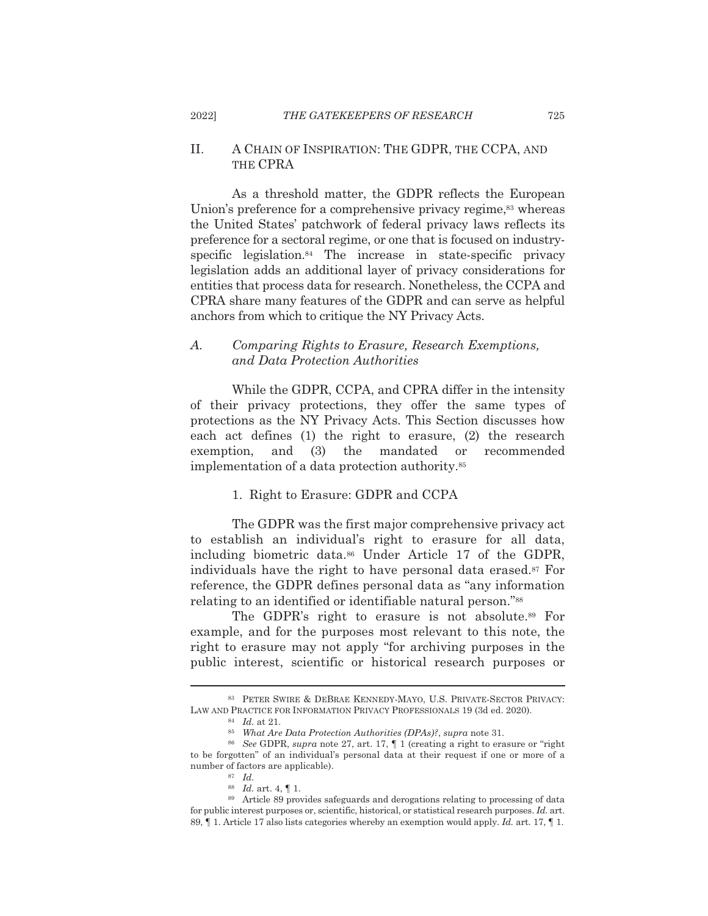## II. A CHAIN OF INSPIRATION: THE GDPR, THE CCPA, AND THE CPRA

As a threshold matter, the GDPR reflects the European Union's preference for a comprehensive privacy regime,[83] whereas the United States' patchwork of federal privacy laws reflects its preference for a sectoral regime, or one that is focused on industry-specific legislation.[84] The increase in state-specific privacy legislation adds an additional layer of privacy considerations for entities that process data for research. Nonetheless, the CCPA and CPRA share many features of the GDPR and can serve as helpful anchors from which to critique the NY Privacy Acts.

### A. *Comparing Rights to Erasure, Research Exemptions, and Data Protection Authorities*

While the GDPR, CCPA, and CPRA differ in the intensity of their privacy protections, they offer the same types of protections as the NY Privacy Acts. This Section discusses how each act defines (1) the right to erasure, (2) the research exemption, and (3) the mandated or recommended implementation of a data protection authority.[85]

#### 1. Right to Erasure: GDPR and CCPA

The GDPR was the first major comprehensive privacy act to establish an individual's right to erasure for all data, including biometric data.[86] Under Article 17 of the GDPR, individuals have the right to have personal data erased.[87] For reference, the GDPR defines personal data as "any information relating to an identified or identifiable natural person."[88]

The GDPR's right to erasure is not absolute.[89] For example, and for the purposes most relevant to this note, the right to erasure may not apply "for archiving purposes in the public interest, scientific or historical research purposes or

---

[83] PETER SWIRE & DEBRAE KENNEDY-MAYO, U.S. PRIVATE-SECTOR PRIVACY: LAW AND PRACTICE FOR INFORMATION PRIVACY PROFESSIONALS 19 (3d ed. 2020).

[84] *Id.* at 21.

[85] *What Are Data Protection Authorities (DPAs)?*, *supra* note 31.

[86] *See* GDPR, *supra* note 27, art. 17, ¶ 1 (creating a right to erasure or "right to be forgotten" of an individual's personal data at their request if one or more of a number of factors are applicable).

[87] *Id.*

[88] *Id.* art. 4, ¶ 1.

[89] Article 89 provides safeguards and derogations relating to processing of data for public interest purposes or, scientific, historical, or statistical research purposes. *Id.* art. 89, ¶ 1. Article 17 also lists categories whereby an exemption would apply. *Id.* art. 17, ¶ 1.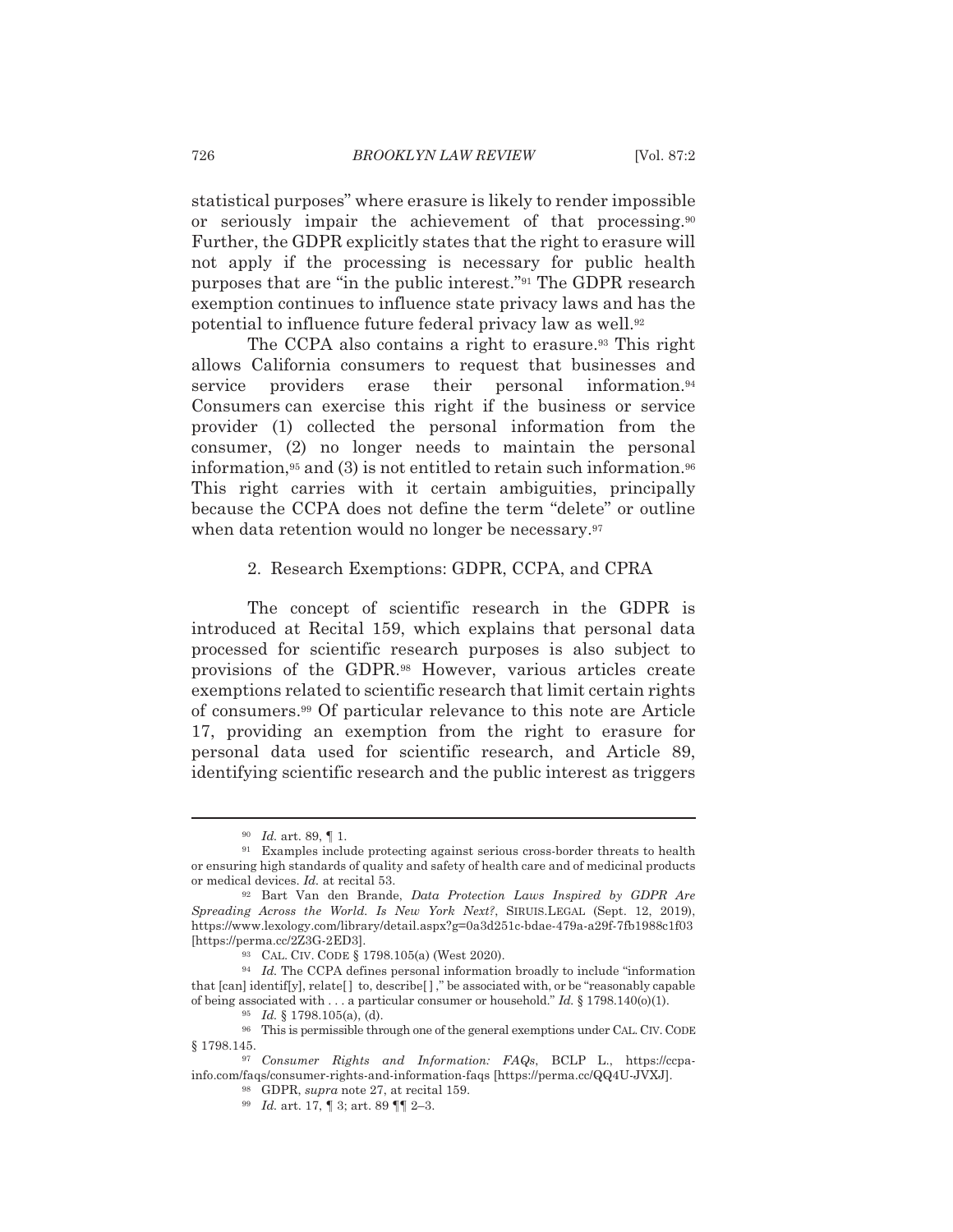statistical purposes" where erasure is likely to render impossible or seriously impair the achievement of that processing.[90] Further, the GDPR explicitly states that the right to erasure will not apply if the processing is necessary for public health purposes that are "in the public interest."[91] The GDPR research exemption continues to influence state privacy laws and has the potential to influence future federal privacy law as well.[92]

The CCPA also contains a right to erasure.[93] This right allows California consumers to request that businesses and service providers erase their personal information.[94] Consumers can exercise this right if the business or service provider (1) collected the personal information from the consumer, (2) no longer needs to maintain the personal information,[95] and (3) is not entitled to retain such information.[96] This right carries with it certain ambiguities, principally because the CCPA does not define the term "delete" or outline when data retention would no longer be necessary.[97]

### 2. Research Exemptions: GDPR, CCPA, and CPRA

The concept of scientific research in the GDPR is introduced at Recital 159, which explains that personal data processed for scientific research purposes is also subject to provisions of the GDPR.[98] However, various articles create exemptions related to scientific research that limit certain rights of consumers.[99] Of particular relevance to this note are Article 17, providing an exemption from the right to erasure for personal data used for scientific research, and Article 89, identifying scientific research and the public interest as triggers

---

[90] *Id.* art. 89, ¶ 1.

[91] Examples include protecting against serious cross-border threats to health or ensuring high standards of quality and safety of health care and of medicinal products or medical devices. *Id.* at recital 53.

[92] Bart Van den Brande, *Data Protection Laws Inspired by GDPR Are Spreading Across the World. Is New York Next?*, SIRUIS.LEGAL (Sept. 12, 2019), https://www.lexology.com/library/detail.aspx?g=0a3d251c-bdae-479a-a29f-7fb1988c1f03 [https://perma.cc/2Z3G-2ED3].

[93] CAL. CIV. CODE § 1798.105(a) (West 2020).

[94] *Id.* The CCPA defines personal information broadly to include "information that [can] identif[y], relate[ ] to, describe[ ]," be associated with, or be "reasonably capable of being associated with . . . a particular consumer or household." *Id.* § 1798.140(o)(1).

[95] *Id.* § 1798.105(a), (d).

[96] This is permissible through one of the general exemptions under CAL. CIV. CODE § 1798.145.

[97] *Consumer Rights and Information: FAQs*, BCLP L., https://ccpa-info.com/faqs/consumer-rights-and-information-faqs [https://perma.cc/QQ4U-JVXJ].

[98] GDPR, *supra* note 27, at recital 159.

[99] *Id.* art. 17, ¶ 3; art. 89 ¶¶ 2–3.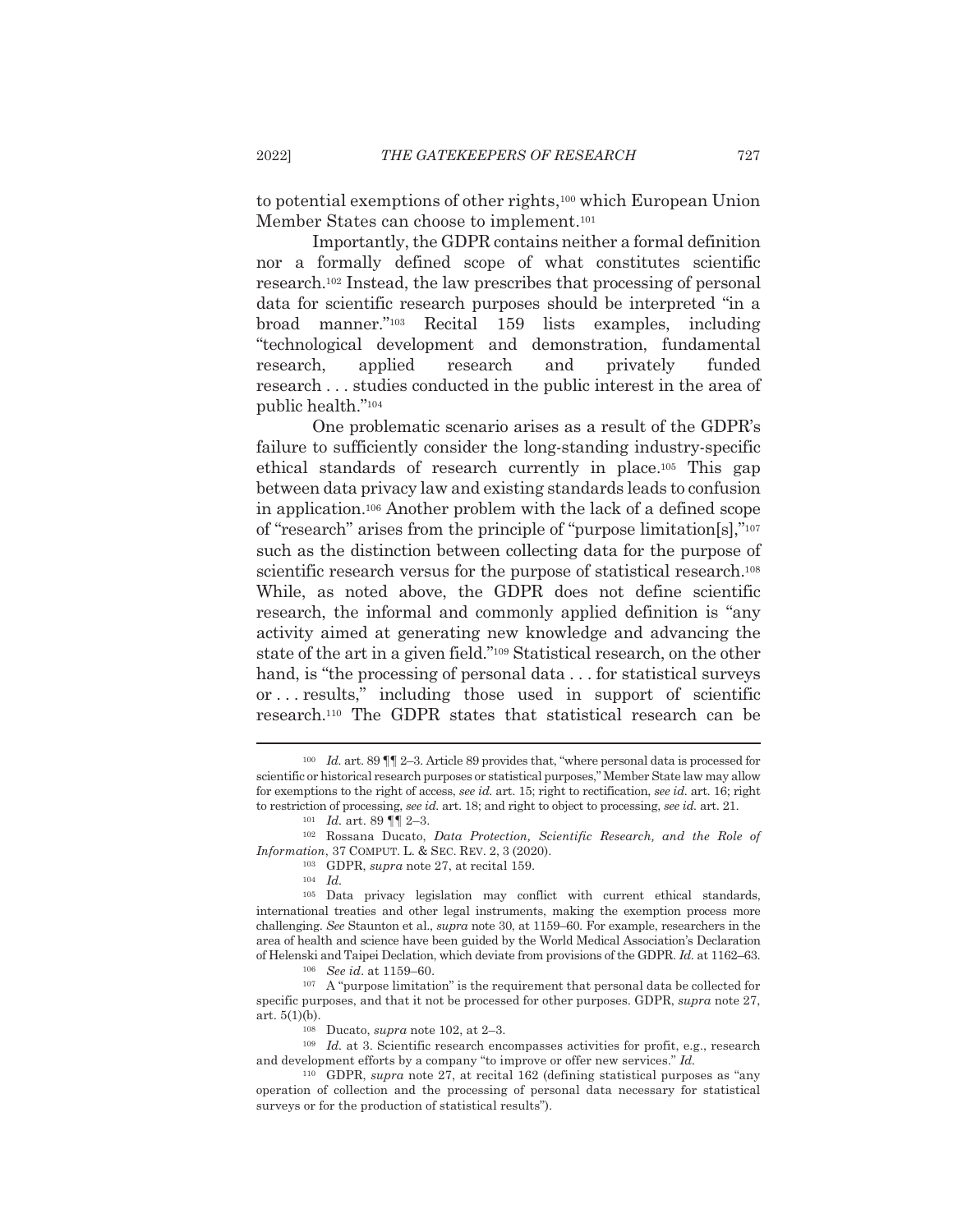to potential exemptions of other rights,[100] which European Union Member States can choose to implement.[101]

Importantly, the GDPR contains neither a formal definition nor a formally defined scope of what constitutes scientific research.[102] Instead, the law prescribes that processing of personal data for scientific research purposes should be interpreted "in a broad manner."[103] Recital 159 lists examples, including "technological development and demonstration, fundamental research, applied research and privately funded research . . . studies conducted in the public interest in the area of public health."[104]

One problematic scenario arises as a result of the GDPR's failure to sufficiently consider the long-standing industry-specific ethical standards of research currently in place.[105] This gap between data privacy law and existing standards leads to confusion in application.[106] Another problem with the lack of a defined scope of "research" arises from the principle of "purpose limitation[s],"[107] such as the distinction between collecting data for the purpose of scientific research versus for the purpose of statistical research.[108] While, as noted above, the GDPR does not define scientific research, the informal and commonly applied definition is "any activity aimed at generating new knowledge and advancing the state of the art in a given field."[109] Statistical research, on the other hand, is "the processing of personal data . . . for statistical surveys or . . . results," including those used in support of scientific research.[110] The GDPR states that statistical research can be

---

[100] *Id.* art. 89 ¶¶ 2–3. Article 89 provides that, "where personal data is processed for scientific or historical research purposes or statistical purposes," Member State law may allow for exemptions to the right of access, *see id.* art. 15; right to rectification, *see id.* art. 16; right to restriction of processing, *see id.* art. 18; and right to object to processing, *see id.* art. 21.

[101] *Id.* art. 89 ¶¶ 2–3.

[102] Rossana Ducato, *Data Protection, Scientific Research, and the Role of Information*, 37 COMPUT. L. & SEC. REV. 2, 3 (2020).

[103] GDPR, *supra* note 27, at recital 159.

[104] *Id.*

[105] Data privacy legislation may conflict with current ethical standards, international treaties and other legal instruments, making the exemption process more challenging. *See* Staunton et al., *supra* note 30, at 1159–60. For example, researchers in the area of health and science have been guided by the World Medical Association's Declaration of Helenski and Taipei Declation, which deviate from provisions of the GDPR. *Id.* at 1162–63.

[106] *See id.* at 1159–60.

[107] A "purpose limitation" is the requirement that personal data be collected for specific purposes, and that it not be processed for other purposes. GDPR, *supra* note 27, art. 5(1)(b).

[108] Ducato, *supra* note 102, at 2–3.

[109] *Id.* at 3. Scientific research encompasses activities for profit, e.g., research and development efforts by a company "to improve or offer new services." *Id.*

[110] GDPR, *supra* note 27, at recital 162 (defining statistical purposes as "any operation of collection and the processing of personal data necessary for statistical surveys or for the production of statistical results").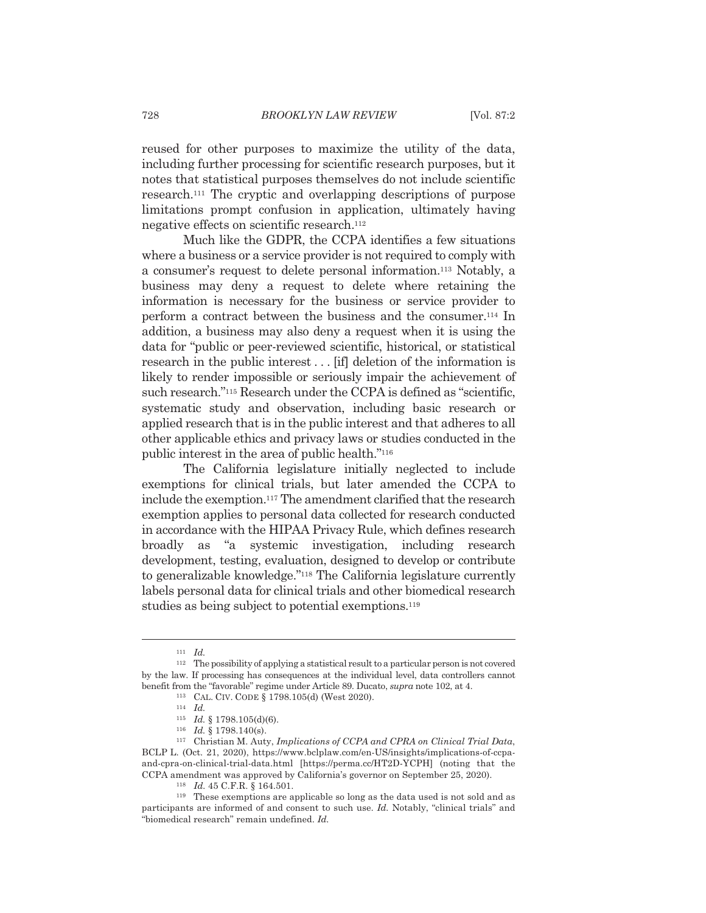reused for other purposes to maximize the utility of the data, including further processing for scientific research purposes, but it notes that statistical purposes themselves do not include scientific research.[111] The cryptic and overlapping descriptions of purpose limitations prompt confusion in application, ultimately having negative effects on scientific research.[112]

Much like the GDPR, the CCPA identifies a few situations where a business or a service provider is not required to comply with a consumer's request to delete personal information.[113] Notably, a business may deny a request to delete where retaining the information is necessary for the business or service provider to perform a contract between the business and the consumer.[114] In addition, a business may also deny a request when it is using the data for "public or peer-reviewed scientific, historical, or statistical research in the public interest . . . [if] deletion of the information is likely to render impossible or seriously impair the achievement of such research."[115] Research under the CCPA is defined as "scientific, systematic study and observation, including basic research or applied research that is in the public interest and that adheres to all other applicable ethics and privacy laws or studies conducted in the public interest in the area of public health."[116]

The California legislature initially neglected to include exemptions for clinical trials, but later amended the CCPA to include the exemption.[117] The amendment clarified that the research exemption applies to personal data collected for research conducted in accordance with the HIPAA Privacy Rule, which defines research broadly as "a systemic investigation, including research development, testing, evaluation, designed to develop or contribute to generalizable knowledge."[118] The California legislature currently labels personal data for clinical trials and other biomedical research studies as being subject to potential exemptions.[119]

---

[111] *Id.*

[112] The possibility of applying a statistical result to a particular person is not covered by the law. If processing has consequences at the individual level, data controllers cannot benefit from the "favorable" regime under Article 89. Ducato, *supra* note 102, at 4.

[113] CAL. CIV. CODE § 1798.105(d) (West 2020).

[114] *Id.*

[115] *Id.* § 1798.105(d)(6).

[116] *Id.* § 1798.140(s).

[117] Christian M. Auty, *Implications of CCPA and CPRA on Clinical Trial Data*, BCLP L. (Oct. 21, 2020), https://www.bclplaw.com/en-US/insights/implications-of-ccpa-and-cpra-on-clinical-trial-data.html [https://perma.cc/HT2D-YCPH] (noting that the CCPA amendment was approved by California's governor on September 25, 2020).

[118] *Id.* 45 C.F.R. § 164.501.

[119] These exemptions are applicable so long as the data used is not sold and as participants are informed of and consent to such use. *Id.* Notably, "clinical trials" and "biomedical research" remain undefined. *Id.*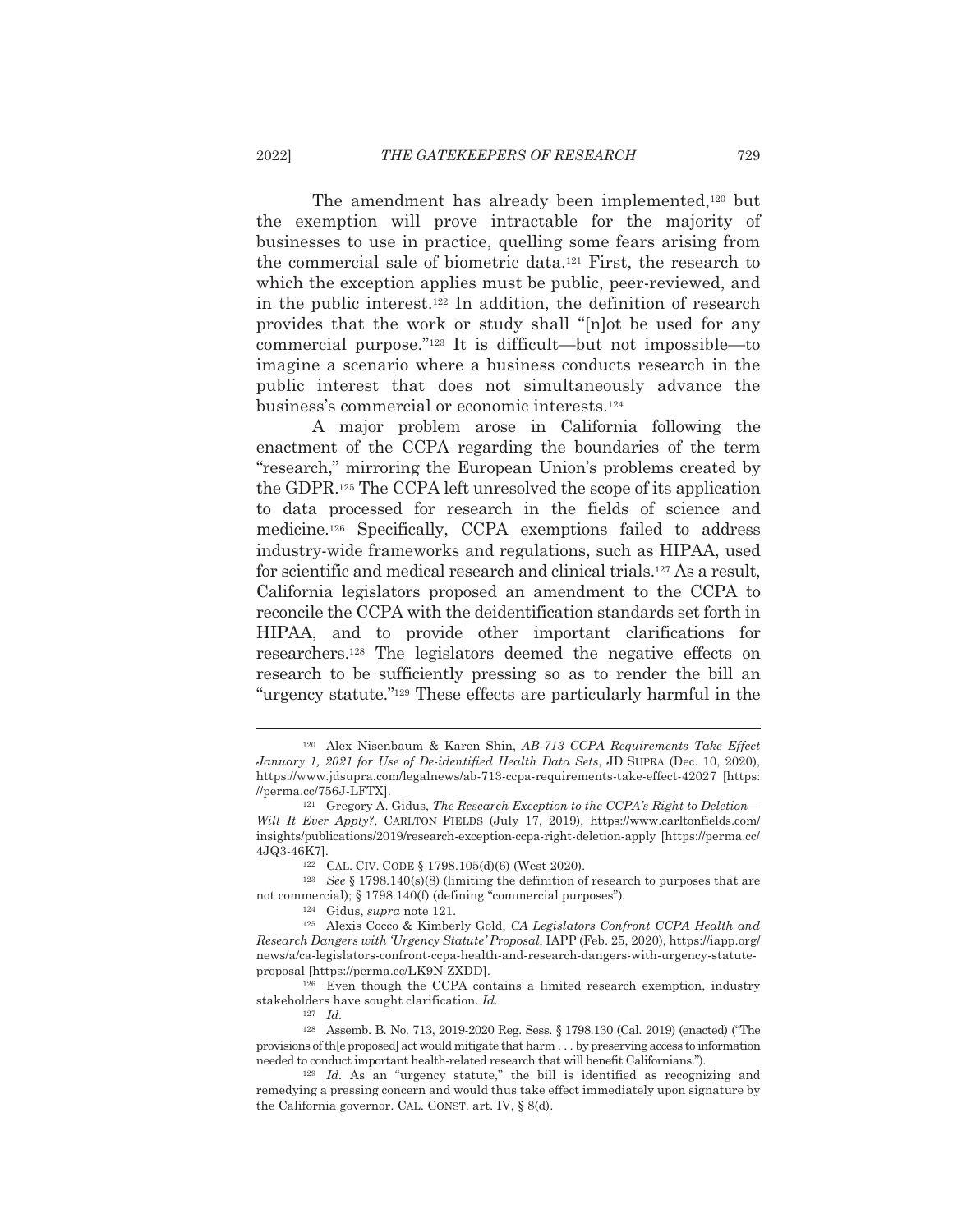The amendment has already been implemented,[120] but the exemption will prove intractable for the majority of businesses to use in practice, quelling some fears arising from the commercial sale of biometric data.[121] First, the research to which the exception applies must be public, peer-reviewed, and in the public interest.[122] In addition, the definition of research provides that the work or study shall "[n]ot be used for any commercial purpose."[123] It is difficult—but not impossible—to imagine a scenario where a business conducts research in the public interest that does not simultaneously advance the business's commercial or economic interests.[124]

A major problem arose in California following the enactment of the CCPA regarding the boundaries of the term "research," mirroring the European Union's problems created by the GDPR.[125] The CCPA left unresolved the scope of its application to data processed for research in the fields of science and medicine.[126] Specifically, CCPA exemptions failed to address industry-wide frameworks and regulations, such as HIPAA, used for scientific and medical research and clinical trials.[127] As a result, California legislators proposed an amendment to the CCPA to reconcile the CCPA with the deidentification standards set forth in HIPAA, and to provide other important clarifications for researchers.[128] The legislators deemed the negative effects on research to be sufficiently pressing so as to render the bill an "urgency statute."[129] These effects are particularly harmful in the

---

[120] Alex Nisenbaum & Karen Shin, *AB-713 CCPA Requirements Take Effect January 1, 2021 for Use of De-identified Health Data Sets*, JD SUPRA (Dec. 10, 2020), https://www.jdsupra.com/legalnews/ab-713-ccpa-requirements-take-effect-42027 [https://perma.cc/756J-LFTX].

[121] Gregory A. Gidus, *The Research Exception to the CCPA's Right to Deletion—Will It Ever Apply?*, CARLTON FIELDS (July 17, 2019), https://www.carltonfields.com/insights/publications/2019/research-exception-ccpa-right-deletion-apply [https://perma.cc/4JQ3-46K7].

[122] CAL. CIV. CODE § 1798.105(d)(6) (West 2020).

[123] *See* § 1798.140(s)(8) (limiting the definition of research to purposes that are not commercial); § 1798.140(f) (defining "commercial purposes").

[124] Gidus, *supra* note 121.

[125] Alexis Cocco & Kimberly Gold, *CA Legislators Confront CCPA Health and Research Dangers with 'Urgency Statute' Proposal*, IAPP (Feb. 25, 2020), https://iapp.org/news/a/ca-legislators-confront-ccpa-health-and-research-dangers-with-urgency-statute-proposal [https://perma.cc/LK9N-ZXDD].

[126] Even though the CCPA contains a limited research exemption, industry stakeholders have sought clarification. *Id.*

[127] *Id.*

[128] Assemb. B. No. 713, 2019-2020 Reg. Sess. § 1798.130 (Cal. 2019) (enacted) ("The provisions of th[e proposed] act would mitigate that harm . . . by preserving access to information needed to conduct important health-related research that will benefit Californians.").

[129] *Id.* As an "urgency statute," the bill is identified as recognizing and remedying a pressing concern and would thus take effect immediately upon signature by the California governor. CAL. CONST. art. IV, § 8(d).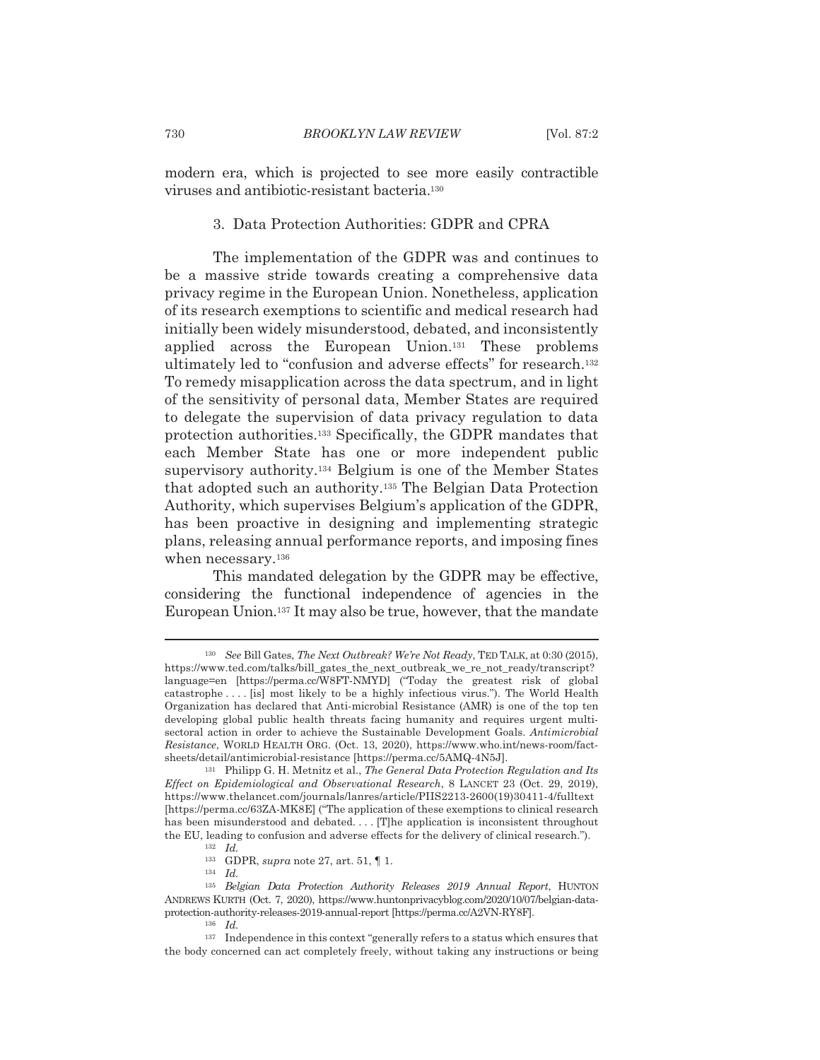modern era, which is projected to see more easily contractible viruses and antibiotic-resistant bacteria.[130]

### 3. Data Protection Authorities: GDPR and CPRA

The implementation of the GDPR was and continues to be a massive stride towards creating a comprehensive data privacy regime in the European Union. Nonetheless, application of its research exemptions to scientific and medical research had initially been widely misunderstood, debated, and inconsistently applied across the European Union.[131] These problems ultimately led to "confusion and adverse effects" for research.[132] To remedy misapplication across the data spectrum, and in light of the sensitivity of personal data, Member States are required to delegate the supervision of data privacy regulation to data protection authorities.[133] Specifically, the GDPR mandates that each Member State has one or more independent public supervisory authority.[134] Belgium is one of the Member States that adopted such an authority.[135] The Belgian Data Protection Authority, which supervises Belgium's application of the GDPR, has been proactive in designing and implementing strategic plans, releasing annual performance reports, and imposing fines when necessary.[136]

This mandated delegation by the GDPR may be effective, considering the functional independence of agencies in the European Union.[137] It may also be true, however, that the mandate

---

[130] *See* Bill Gates, *The Next Outbreak? We're Not Ready*, TED TALK, at 0:30 (2015), https://www.ted.com/talks/bill_gates_the_next_outbreak_we_re_not_ready/transcript?language=en [https://perma.cc/W8FT-NMYD] ("Today the greatest risk of global catastrophe . . . . [is] most likely to be a highly infectious virus."). The World Health Organization has declared that Anti-microbial Resistance (AMR) is one of the top ten developing global public health threats facing humanity and requires urgent multi-sectoral action in order to achieve the Sustainable Development Goals. *Antimicrobial Resistance*, WORLD HEALTH ORG. (Oct. 13, 2020), https://www.who.int/news-room/fact-sheets/detail/antimicrobial-resistance [https://perma.cc/5AMQ-4N5J].

[131] Philipp G. H. Metnitz et al., *The General Data Protection Regulation and Its Effect on Epidemiological and Observational Research*, 8 LANCET 23 (Oct. 29, 2019), https://www.thelancet.com/journals/lanres/article/PIIS2213-2600(19)30411-4/fulltext [https://perma.cc/63ZA-MK8E] ("The application of these exemptions to clinical research has been misunderstood and debated. . . . [T]he application is inconsistent throughout the EU, leading to confusion and adverse effects for the delivery of clinical research.").

[132] *Id.*

[133] GDPR, *supra* note 27, art. 51, ¶ 1.

[134] *Id.*

[135] *Belgian Data Protection Authority Releases 2019 Annual Report*, HUNTON ANDREWS KURTH (Oct. 7, 2020), https://www.huntonprivacyblog.com/2020/10/07/belgian-data-protection-authority-releases-2019-annual-report [https://perma.cc/A2VN-RY8F].

[136] *Id.*

[137] Independence in this context "generally refers to a status which ensures that the body concerned can act completely freely, without taking any instructions or being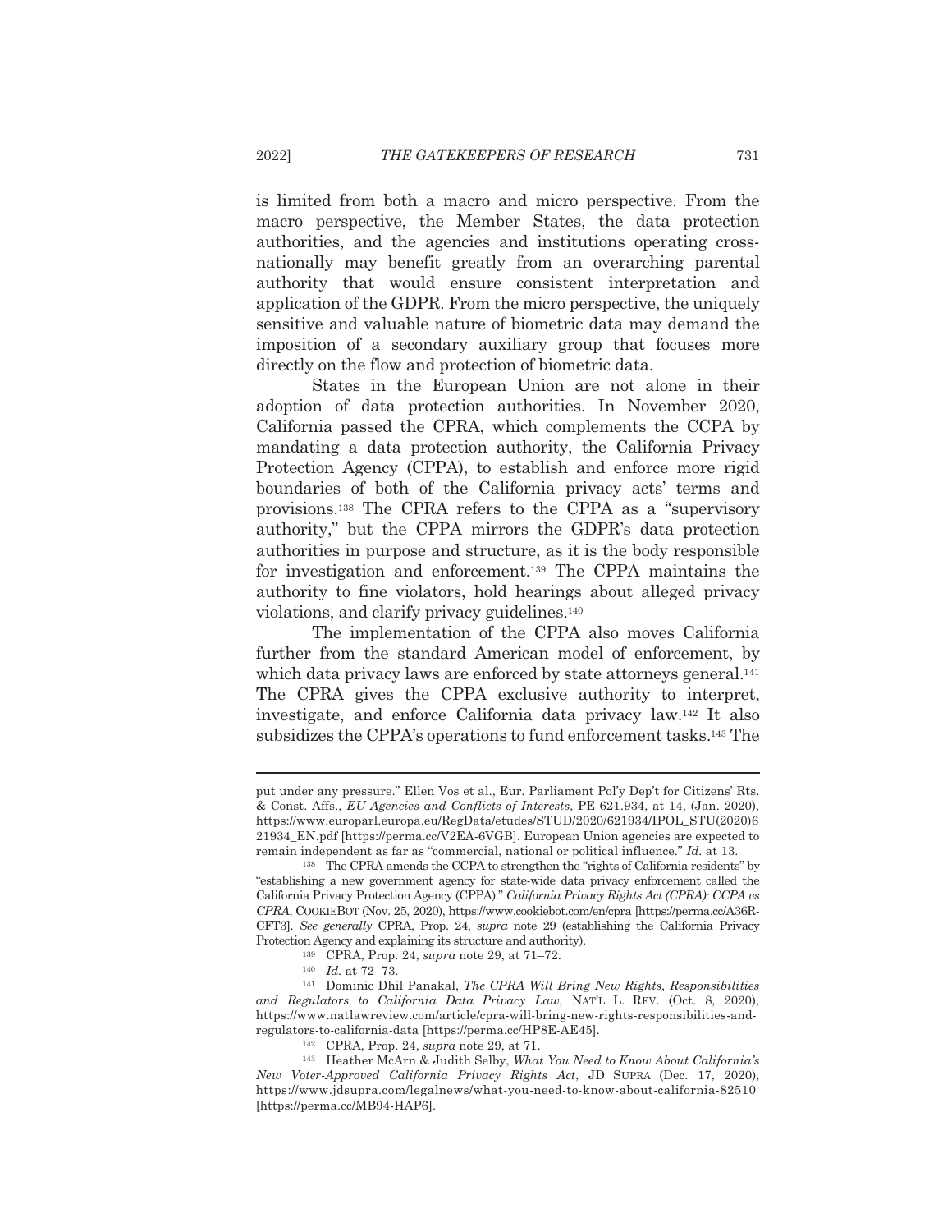is limited from both a macro and micro perspective. From the macro perspective, the Member States, the data protection authorities, and the agencies and institutions operating cross-nationally may benefit greatly from an overarching parental authority that would ensure consistent interpretation and application of the GDPR. From the micro perspective, the uniquely sensitive and valuable nature of biometric data may demand the imposition of a secondary auxiliary group that focuses more directly on the flow and protection of biometric data.

States in the European Union are not alone in their adoption of data protection authorities. In November 2020, California passed the CPRA, which complements the CCPA by mandating a data protection authority, the California Privacy Protection Agency (CPPA), to establish and enforce more rigid boundaries of both of the California privacy acts' terms and provisions.[138] The CPRA refers to the CPPA as a "supervisory authority," but the CPPA mirrors the GDPR's data protection authorities in purpose and structure, as it is the body responsible for investigation and enforcement.[139] The CPPA maintains the authority to fine violators, hold hearings about alleged privacy violations, and clarify privacy guidelines.[140]

The implementation of the CPPA also moves California further from the standard American model of enforcement, by which data privacy laws are enforced by state attorneys general.[141] The CPRA gives the CPPA exclusive authority to interpret, investigate, and enforce California data privacy law.[142] It also subsidizes the CPPA's operations to fund enforcement tasks.[143] The

---

put under any pressure." Ellen Vos et al., Eur. Parliament Pol'y Dep't for Citizens' Rts. & Const. Affs., *EU Agencies and Conflicts of Interests*, PE 621.934, at 14, (Jan. 2020), https://www.europarl.europa.eu/RegData/etudes/STUD/2020/621934/IPOL_STU(2020)621934_EN.pdf [https://perma.cc/V2EA-6VGB]. European Union agencies are expected to remain independent as far as "commercial, national or political influence." *Id.* at 13.

[138] The CPRA amends the CCPA to strengthen the "rights of California residents" by "establishing a new government agency for state-wide data privacy enforcement called the California Privacy Protection Agency (CPPA)." *California Privacy Rights Act (CPRA): CCPA vs CPRA*, COOKIEBOT (Nov. 25, 2020), https://www.cookiebot.com/en/cpra [https://perma.cc/A36R-CFT3]. *See generally* CPRA, Prop. 24, *supra* note 29 (establishing the California Privacy Protection Agency and explaining its structure and authority).

[139] CPRA, Prop. 24, *supra* note 29, at 71–72.

[140] *Id.* at 72–73.

[141] Dominic Dhil Panakal, *The CPRA Will Bring New Rights, Responsibilities and Regulators to California Data Privacy Law*, NAT'L L. REV. (Oct. 8, 2020), https://www.natlawreview.com/article/cpra-will-bring-new-rights-responsibilities-and-regulators-to-california-data [https://perma.cc/HP8E-AE45].

[142] CPRA, Prop. 24, *supra* note 29, at 71.

[143] Heather McArn & Judith Selby, *What You Need to Know About California's New Voter-Approved California Privacy Rights Act*, JD SUPRA (Dec. 17, 2020), https://www.jdsupra.com/legalnews/what-you-need-to-know-about-california-82510 [https://perma.cc/MB94-HAP6].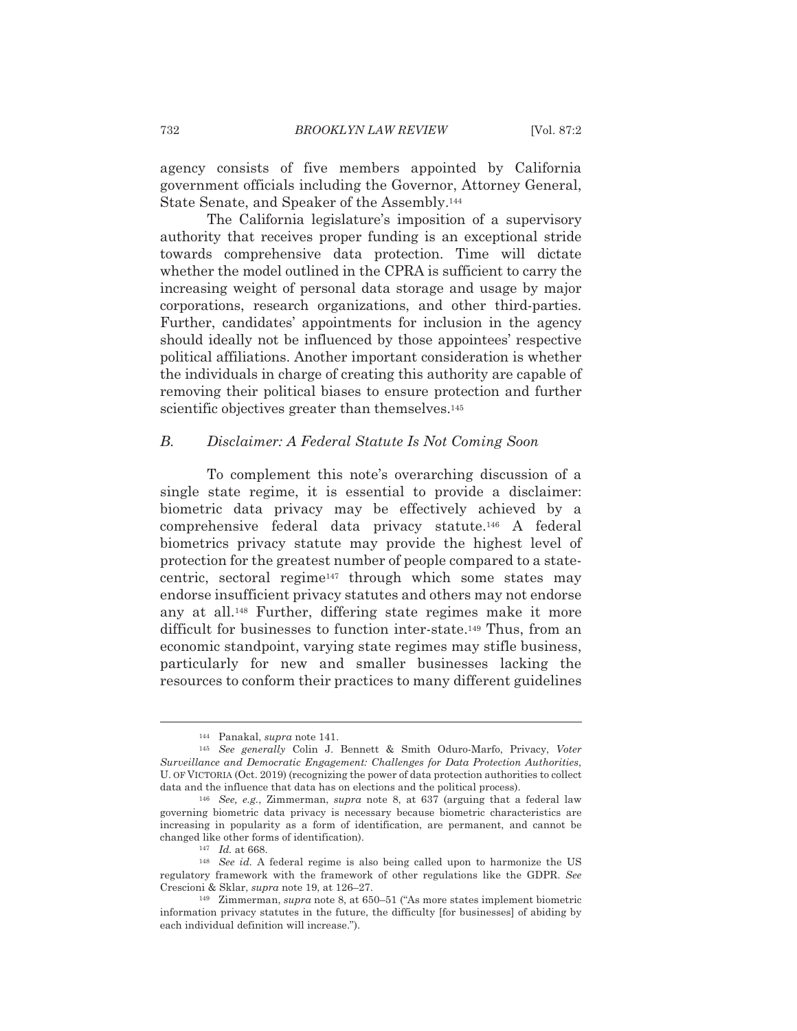agency consists of five members appointed by California government officials including the Governor, Attorney General, State Senate, and Speaker of the Assembly.[144]

The California legislature's imposition of a supervisory authority that receives proper funding is an exceptional stride towards comprehensive data protection. Time will dictate whether the model outlined in the CPRA is sufficient to carry the increasing weight of personal data storage and usage by major corporations, research organizations, and other third-parties. Further, candidates' appointments for inclusion in the agency should ideally not be influenced by those appointees' respective political affiliations. Another important consideration is whether the individuals in charge of creating this authority are capable of removing their political biases to ensure protection and further scientific objectives greater than themselves.[145]

### *B. Disclaimer: A Federal Statute Is Not Coming Soon*

To complement this note's overarching discussion of a single state regime, it is essential to provide a disclaimer: biometric data privacy may be effectively achieved by a comprehensive federal data privacy statute.[146] A federal biometrics privacy statute may provide the highest level of protection for the greatest number of people compared to a state-centric, sectoral regime[147] through which some states may endorse insufficient privacy statutes and others may not endorse any at all.[148] Further, differing state regimes make it more difficult for businesses to function inter-state.[149] Thus, from an economic standpoint, varying state regimes may stifle business, particularly for new and smaller businesses lacking the resources to conform their practices to many different guidelines

---

[144] Panakal, *supra* note 141.

[145] *See generally* Colin J. Bennett & Smith Oduro-Marfo, Privacy, *Voter Surveillance and Democratic Engagement: Challenges for Data Protection Authorities*, U. OF VICTORIA (Oct. 2019) (recognizing the power of data protection authorities to collect data and the influence that data has on elections and the political process).

[146] *See, e.g.*, Zimmerman, *supra* note 8, at 637 (arguing that a federal law governing biometric data privacy is necessary because biometric characteristics are increasing in popularity as a form of identification, are permanent, and cannot be changed like other forms of identification).

[147] *Id.* at 668.

[148] *See id.* A federal regime is also being called upon to harmonize the US regulatory framework with the framework of other regulations like the GDPR. *See* Crescioni & Sklar, *supra* note 19, at 126–27.

[149] Zimmerman, *supra* note 8, at 650–51 ("As more states implement biometric information privacy statutes in the future, the difficulty [for businesses] of abiding by each individual definition will increase.").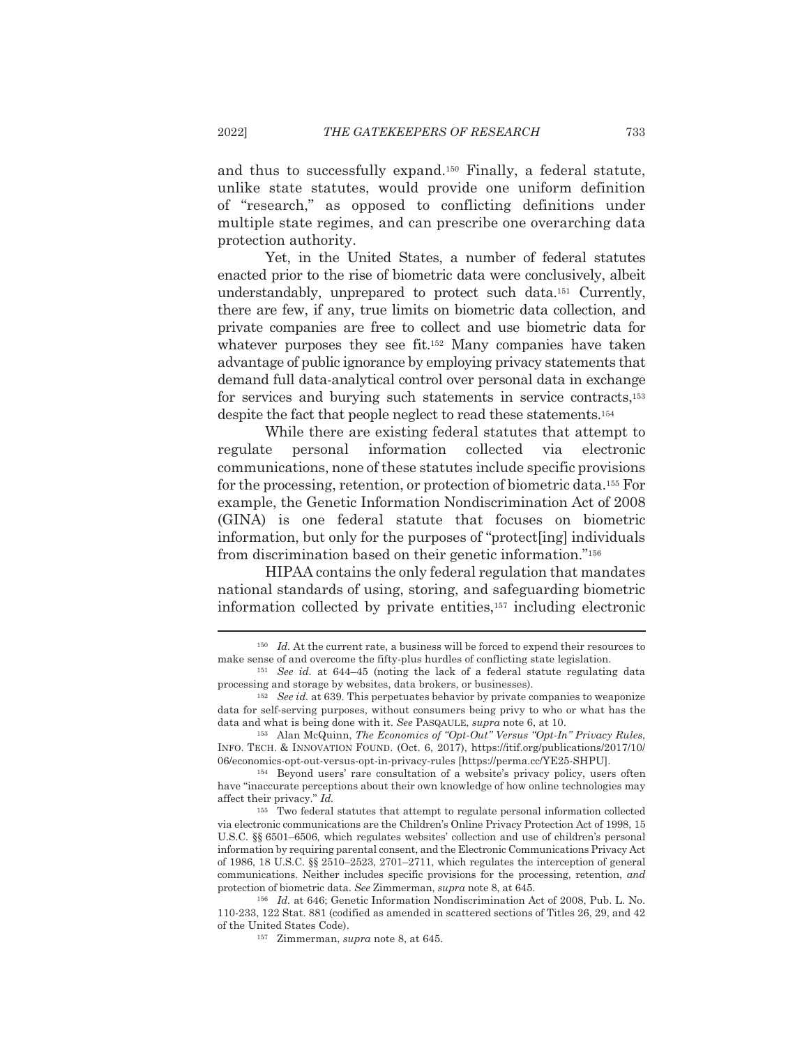and thus to successfully expand.[150] Finally, a federal statute, unlike state statutes, would provide one uniform definition of "research," as opposed to conflicting definitions under multiple state regimes, and can prescribe one overarching data protection authority.

Yet, in the United States, a number of federal statutes enacted prior to the rise of biometric data were conclusively, albeit understandably, unprepared to protect such data.[151] Currently, there are few, if any, true limits on biometric data collection, and private companies are free to collect and use biometric data for whatever purposes they see fit.[152] Many companies have taken advantage of public ignorance by employing privacy statements that demand full data-analytical control over personal data in exchange for services and burying such statements in service contracts,[153] despite the fact that people neglect to read these statements.[154]

While there are existing federal statutes that attempt to regulate personal information collected via electronic communications, none of these statutes include specific provisions for the processing, retention, or protection of biometric data.[155] For example, the Genetic Information Nondiscrimination Act of 2008 (GINA) is one federal statute that focuses on biometric information, but only for the purposes of "protect[ing] individuals from discrimination based on their genetic information."[156]

HIPAA contains the only federal regulation that mandates national standards of using, storing, and safeguarding biometric information collected by private entities,[157] including electronic

---

[150] *Id.* At the current rate, a business will be forced to expend their resources to make sense of and overcome the fifty-plus hurdles of conflicting state legislation.

[151] *See id.* at 644–45 (noting the lack of a federal statute regulating data processing and storage by websites, data brokers, or businesses).

[152] *See id.* at 639. This perpetuates behavior by private companies to weaponize data for self-serving purposes, without consumers being privy to who or what has the data and what is being done with it. *See* PASQAULE, *supra* note 6, at 10.

[153] Alan McQuinn, *The Economics of "Opt-Out" Versus "Opt-In" Privacy Rules*, INFO. TECH. & INNOVATION FOUND. (Oct. 6, 2017), https://itif.org/publications/2017/10/06/economics-opt-out-versus-opt-in-privacy-rules [https://perma.cc/YE25-SHPU].

[154] Beyond users' rare consultation of a website's privacy policy, users often have "inaccurate perceptions about their own knowledge of how online technologies may affect their privacy." *Id.*

[155] Two federal statutes that attempt to regulate personal information collected via electronic communications are the Children's Online Privacy Protection Act of 1998, 15 U.S.C. §§ 6501–6506, which regulates websites' collection and use of children's personal information by requiring parental consent, and the Electronic Communications Privacy Act of 1986, 18 U.S.C. §§ 2510–2523, 2701–2711, which regulates the interception of general communications. Neither includes specific provisions for the processing, retention, *and* protection of biometric data. *See* Zimmerman, *supra* note 8, at 645.

[156] *Id.* at 646; Genetic Information Nondiscrimination Act of 2008, Pub. L. No. 110-233, 122 Stat. 881 (codified as amended in scattered sections of Titles 26, 29, and 42 of the United States Code).

[157] Zimmerman, *supra* note 8, at 645.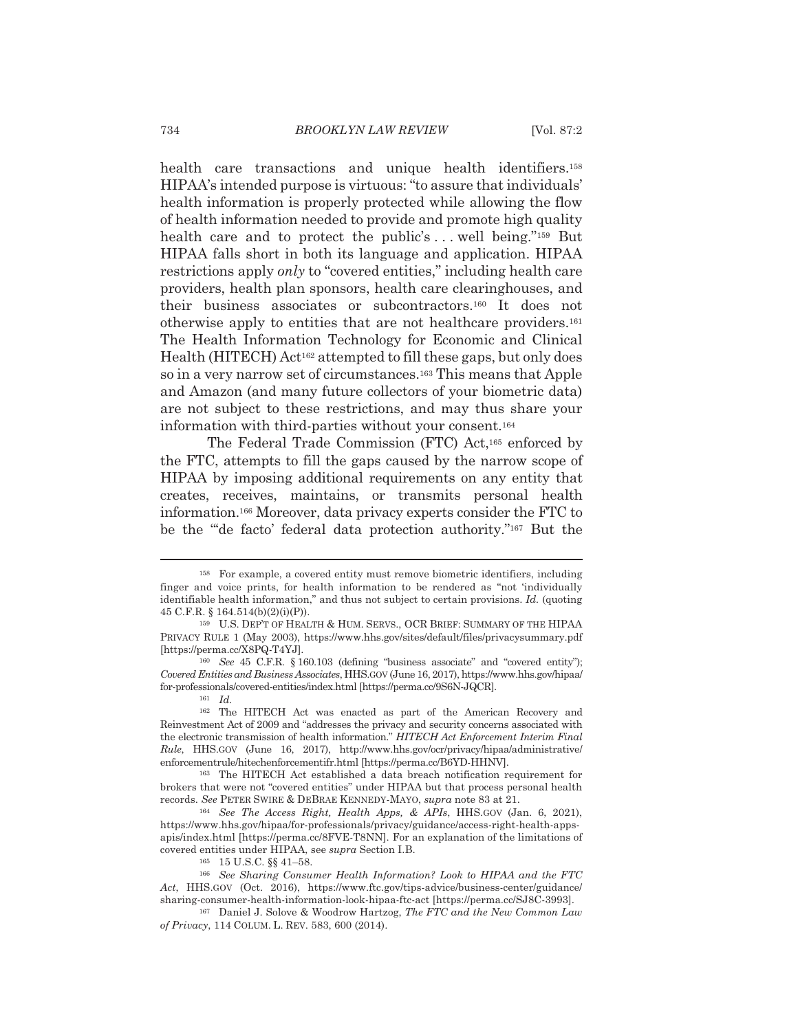health care transactions and unique health identifiers.[158] HIPAA's intended purpose is virtuous: "to assure that individuals' health information is properly protected while allowing the flow of health information needed to provide and promote high quality health care and to protect the public's . . . well being."[159] But HIPAA falls short in both its language and application. HIPAA restrictions apply *only* to "covered entities," including health care providers, health plan sponsors, health care clearinghouses, and their business associates or subcontractors.[160] It does not otherwise apply to entities that are not healthcare providers.[161] The Health Information Technology for Economic and Clinical Health (HITECH) Act[162] attempted to fill these gaps, but only does so in a very narrow set of circumstances.[163] This means that Apple and Amazon (and many future collectors of your biometric data) are not subject to these restrictions, and may thus share your information with third-parties without your consent.[164]

The Federal Trade Commission (FTC) Act,[165] enforced by the FTC, attempts to fill the gaps caused by the narrow scope of HIPAA by imposing additional requirements on any entity that creates, receives, maintains, or transmits personal health information.[166] Moreover, data privacy experts consider the FTC to be the "'de facto' federal data protection authority."[167] But the

---

[158] For example, a covered entity must remove biometric identifiers, including finger and voice prints, for health information to be rendered as "not 'individually identifiable health information,'" and thus not subject to certain provisions. *Id.* (quoting 45 C.F.R. § 164.514(b)(2)(i)(P)).

[159] U.S. DEP'T OF HEALTH & HUM. SERVS., OCR BRIEF: SUMMARY OF THE HIPAA PRIVACY RULE 1 (May 2003), https://www.hhs.gov/sites/default/files/privacysummary.pdf [https://perma.cc/X8PQ-T4YJ].

[160] *See* 45 C.F.R. § 160.103 (defining "business associate" and "covered entity"); *Covered Entities and Business Associates*, HHS.GOV (June 16, 2017), https://www.hhs.gov/hipaa/for-professionals/covered-entities/index.html [https://perma.cc/9S6N-JQCR].

[161] *Id.*

[162] The HITECH Act was enacted as part of the American Recovery and Reinvestment Act of 2009 and "addresses the privacy and security concerns associated with the electronic transmission of health information." *HITECH Act Enforcement Interim Final Rule*, HHS.GOV (June 16, 2017), http://www.hhs.gov/ocr/privacy/hipaa/administrative/enforcementrule/hitechenforcementifr.html [https://perma.cc/B6YD-HHNV].

[163] The HITECH Act established a data breach notification requirement for brokers that were not "covered entities" under HIPAA but that process personal health records. *See* PETER SWIRE & DEBRAE KENNEDY-MAYO, *supra* note 83 at 21.

[164] *See The Access Right, Health Apps, & APIs*, HHS.GOV (Jan. 6, 2021), https://www.hhs.gov/hipaa/for-professionals/privacy/guidance/access-right-health-apps-apis/index.html [https://perma.cc/8FVE-T8NN]. For an explanation of the limitations of covered entities under HIPAA, see *supra* Section I.B.

[165] 15 U.S.C. §§ 41–58.

[166] *See Sharing Consumer Health Information? Look to HIPAA and the FTC Act*, HHS.GOV (Oct. 2016), https://www.ftc.gov/tips-advice/business-center/guidance/sharing-consumer-health-information-look-hipaa-ftc-act [https://perma.cc/SJ8C-3993].

[167] Daniel J. Solove & Woodrow Hartzog, *The FTC and the New Common Law of Privacy*, 114 COLUM. L. REV. 583, 600 (2014).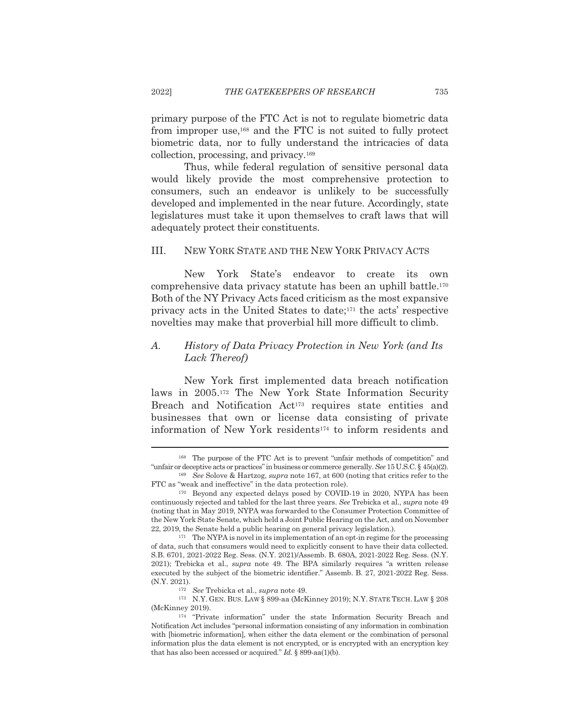primary purpose of the FTC Act is not to regulate biometric data from improper use,[168] and the FTC is not suited to fully protect biometric data, nor to fully understand the intricacies of data collection, processing, and privacy.[169]

Thus, while federal regulation of sensitive personal data would likely provide the most comprehensive protection to consumers, such an endeavor is unlikely to be successfully developed and implemented in the near future. Accordingly, state legislatures must take it upon themselves to craft laws that will adequately protect their constituents.

## III. NEW YORK STATE AND THE NEW YORK PRIVACY ACTS

New York State's endeavor to create its own comprehensive data privacy statute has been an uphill battle.[170] Both of the NY Privacy Acts faced criticism as the most expansive privacy acts in the United States to date;[171] the acts' respective novelties may make that proverbial hill more difficult to climb.

### A. *History of Data Privacy Protection in New York (and Its Lack Thereof)*

New York first implemented data breach notification laws in 2005.[172] The New York State Information Security Breach and Notification Act[173] requires state entities and businesses that own or license data consisting of private information of New York residents[174] to inform residents and

---

[168] The purpose of the FTC Act is to prevent "unfair methods of competition" and "unfair or deceptive acts or practices" in business or commerce generally. *See* 15 U.S.C. § 45(a)(2).

[169] *See* Solove & Hartzog, *supra* note 167, at 600 (noting that critics refer to the FTC as "weak and ineffective" in the data protection role).

[170] Beyond any expected delays posed by COVID-19 in 2020, NYPA has been continuously rejected and tabled for the last three years. *See* Trebicka et al., *supra* note 49 (noting that in May 2019, NYPA was forwarded to the Consumer Protection Committee of the New York State Senate, which held a Joint Public Hearing on the Act, and on November 22, 2019, the Senate held a public hearing on general privacy legislation.).

[171] The NYPA is novel in its implementation of an opt-in regime for the processing of data, such that consumers would need to explicitly consent to have their data collected. S.B. 6701, 2021-2022 Reg. Sess. (N.Y. 2021)/Assemb. B. 680A, 2021-2022 Reg. Sess. (N.Y. 2021); Trebicka et al., *supra* note 49. The BPA similarly requires "a written release executed by the subject of the biometric identifier." Assemb. B. 27, 2021-2022 Reg. Sess. (N.Y. 2021).

[172] *See* Trebicka et al., *supra* note 49.

[173] N.Y. GEN. BUS. LAW § 899-aa (McKinney 2019); N.Y. STATE TECH. LAW § 208 (McKinney 2019).

[174] "Private information" under the state Information Security Breach and Notification Act includes "personal information consisting of any information in combination with [biometric information], when either the data element or the combination of personal information plus the data element is not encrypted, or is encrypted with an encryption key that has also been accessed or acquired." *Id.* § 899-aa(1)(b).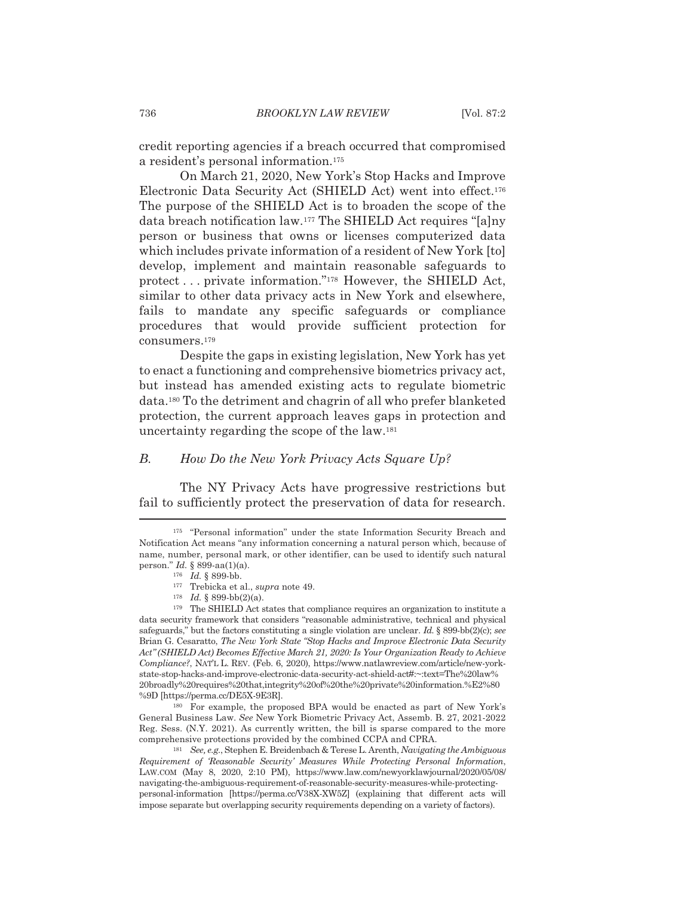credit reporting agencies if a breach occurred that compromised a resident's personal information.[175]

On March 21, 2020, New York's Stop Hacks and Improve Electronic Data Security Act (SHIELD Act) went into effect.[176] The purpose of the SHIELD Act is to broaden the scope of the data breach notification law.[177] The SHIELD Act requires "[a]ny person or business that owns or licenses computerized data which includes private information of a resident of New York [to] develop, implement and maintain reasonable safeguards to protect . . . private information."[178] However, the SHIELD Act, similar to other data privacy acts in New York and elsewhere, fails to mandate any specific safeguards or compliance procedures that would provide sufficient protection for consumers.[179]

Despite the gaps in existing legislation, New York has yet to enact a functioning and comprehensive biometrics privacy act, but instead has amended existing acts to regulate biometric data.[180] To the detriment and chagrin of all who prefer blanketed protection, the current approach leaves gaps in protection and uncertainty regarding the scope of the law.[181]

### *B. How Do the New York Privacy Acts Square Up?*

The NY Privacy Acts have progressive restrictions but fail to sufficiently protect the preservation of data for research.

---

[175] "Personal information" under the state Information Security Breach and Notification Act means "any information concerning a natural person which, because of name, number, personal mark, or other identifier, can be used to identify such natural person." *Id.* § 899-aa(1)(a).

[176] *Id.* § 899-bb.

[177] Trebicka et al., *supra* note 49.

[178] *Id.* § 899-bb(2)(a).

[179] The SHIELD Act states that compliance requires an organization to institute a data security framework that considers "reasonable administrative, technical and physical safeguards," but the factors constituting a single violation are unclear. *Id.* § 899-bb(2)(c); *see* Brian G. Cesaratto, *The New York State "Stop Hacks and Improve Electronic Data Security Act" (SHIELD Act) Becomes Effective March 21, 2020: Is Your Organization Ready to Achieve Compliance?*, NAT'L L. REV. (Feb. 6, 2020), https://www.natlawreview.com/article/new-york-state-stop-hacks-and-improve-electronic-data-security-act-shield-act#:~:text=The%20law%20broadly%20requires%20that,integrity%20of%20the%20private%20information.%E2%80%9D [https://perma.cc/DE5X-9E3R].

[180] For example, the proposed BPA would be enacted as part of New York's General Business Law. *See* New York Biometric Privacy Act, Assemb. B. 27, 2021-2022 Reg. Sess. (N.Y. 2021). As currently written, the bill is sparse compared to the more comprehensive protections provided by the combined CCPA and CPRA.

[181] *See, e.g.*, Stephen E. Breidenbach & Terese L. Arenth, *Navigating the Ambiguous Requirement of 'Reasonable Security' Measures While Protecting Personal Information*, LAW.COM (May 8, 2020, 2:10 PM), https://www.law.com/newyorklawjournal/2020/05/08/navigating-the-ambiguous-requirement-of-reasonable-security-measures-while-protecting-personal-information [https://perma.cc/V38X-XW5Z] (explaining that different acts will impose separate but overlapping security requirements depending on a variety of factors).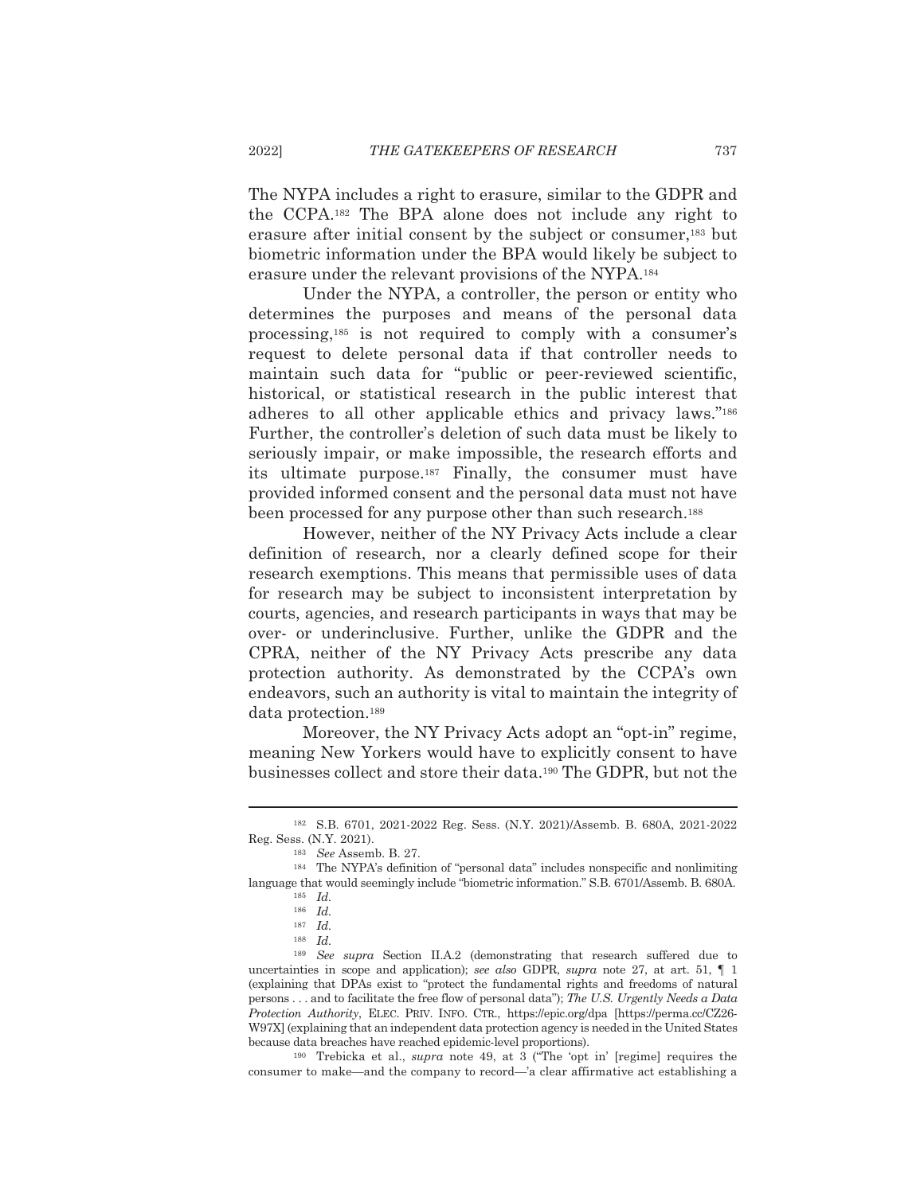The NYPA includes a right to erasure, similar to the GDPR and the CCPA.[182] The BPA alone does not include any right to erasure after initial consent by the subject or consumer,[183] but biometric information under the BPA would likely be subject to erasure under the relevant provisions of the NYPA.[184]

Under the NYPA, a controller, the person or entity who determines the purposes and means of the personal data processing,[185] is not required to comply with a consumer's request to delete personal data if that controller needs to maintain such data for "public or peer-reviewed scientific, historical, or statistical research in the public interest that adheres to all other applicable ethics and privacy laws."[186] Further, the controller's deletion of such data must be likely to seriously impair, or make impossible, the research efforts and its ultimate purpose.[187] Finally, the consumer must have provided informed consent and the personal data must not have been processed for any purpose other than such research.[188]

However, neither of the NY Privacy Acts include a clear definition of research, nor a clearly defined scope for their research exemptions. This means that permissible uses of data for research may be subject to inconsistent interpretation by courts, agencies, and research participants in ways that may be over- or underinclusive. Further, unlike the GDPR and the CPRA, neither of the NY Privacy Acts prescribe any data protection authority. As demonstrated by the CCPA's own endeavors, such an authority is vital to maintain the integrity of data protection.[189]

Moreover, the NY Privacy Acts adopt an "opt-in" regime, meaning New Yorkers would have to explicitly consent to have businesses collect and store their data.[190] The GDPR, but not the

---

[182] S.B. 6701, 2021-2022 Reg. Sess. (N.Y. 2021)/Assemb. B. 680A, 2021-2022 Reg. Sess. (N.Y. 2021).

[183] *See* Assemb. B. 27.

[184] The NYPA's definition of "personal data" includes nonspecific and nonlimiting language that would seemingly include "biometric information." S.B. 6701/Assemb. B. 680A.

[185] *Id.*

[186] *Id.*

[187] *Id.*

[188] *Id.*

[189] *See supra* Section II.A.2 (demonstrating that research suffered due to uncertainties in scope and application); *see also* GDPR, *supra* note 27, at art. 51, ¶ 1 (explaining that DPAs exist to "protect the fundamental rights and freedoms of natural persons . . . and to facilitate the free flow of personal data"); *The U.S. Urgently Needs a Data Protection Authority*, ELEC. PRIV. INFO. CTR., https://epic.org/dpa [https://perma.cc/CZ26-W97X] (explaining that an independent data protection agency is needed in the United States because data breaches have reached epidemic-level proportions).

[190] Trebicka et al., *supra* note 49, at 3 ("The 'opt in' [regime] requires the consumer to make—and the company to record—'a clear affirmative act establishing a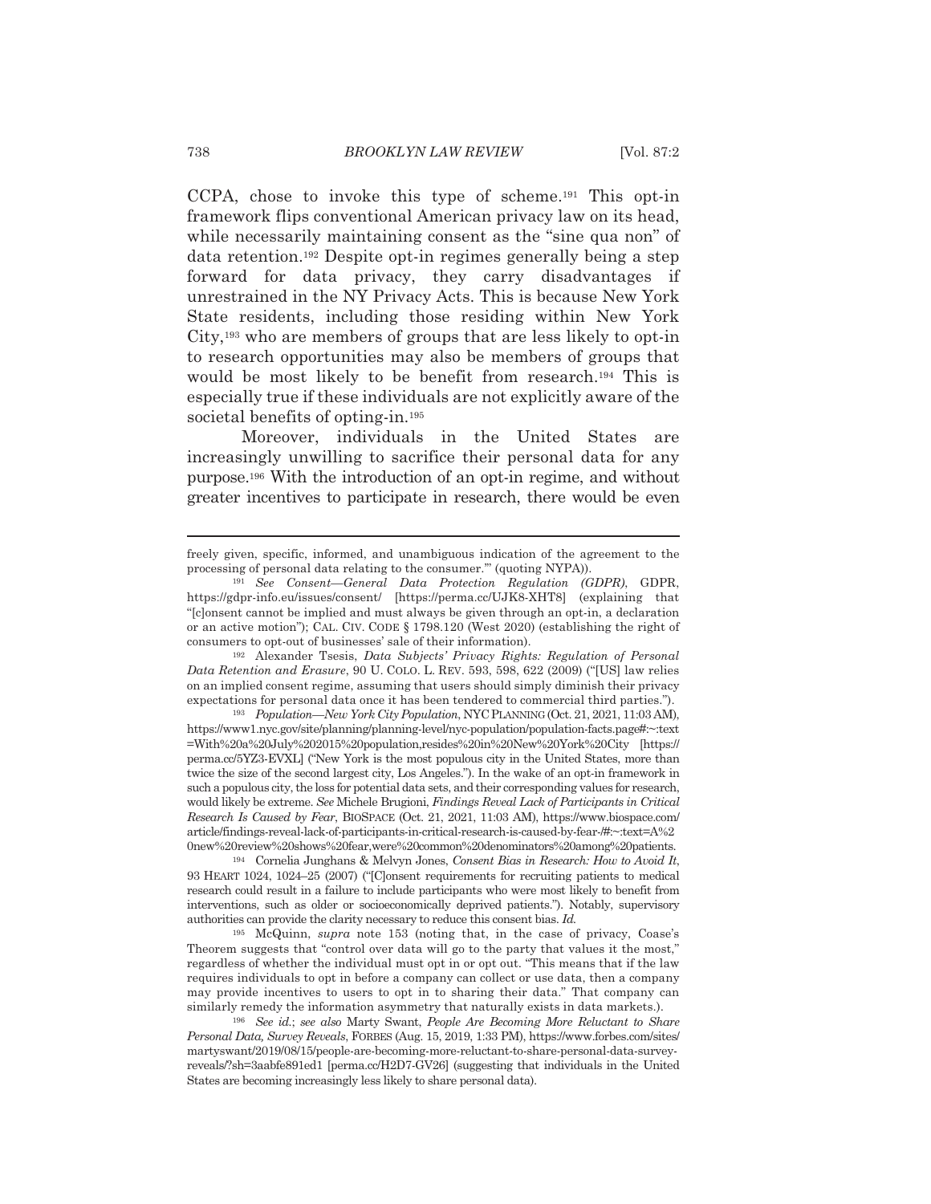CCPA, chose to invoke this type of scheme.[191] This opt-in framework flips conventional American privacy law on its head, while necessarily maintaining consent as the "sine qua non" of data retention.[192] Despite opt-in regimes generally being a step forward for data privacy, they carry disadvantages if unrestrained in the NY Privacy Acts. This is because New York State residents, including those residing within New York City,[193] who are members of groups that are less likely to opt-in to research opportunities may also be members of groups that would be most likely to be benefit from research.[194] This is especially true if these individuals are not explicitly aware of the societal benefits of opting-in.[195]

Moreover, individuals in the United States are increasingly unwilling to sacrifice their personal data for any purpose.[196] With the introduction of an opt-in regime, and without greater incentives to participate in research, there would be even

---

freely given, specific, informed, and unambiguous indication of the agreement to the processing of personal data relating to the consumer.'" (quoting NYPA)).

[191] *See Consent—General Data Protection Regulation (GDPR)*, GDPR, https://gdpr-info.eu/issues/consent/ [https://perma.cc/UJK8-XHT8] (explaining that "[c]onsent cannot be implied and must always be given through an opt-in, a declaration or an active motion"); CAL. CIV. CODE § 1798.120 (West 2020) (establishing the right of consumers to opt-out of businesses' sale of their information).

[192] Alexander Tsesis, *Data Subjects' Privacy Rights: Regulation of Personal Data Retention and Erasure*, 90 U. COLO. L. REV. 593, 598, 622 (2009) ("[US] law relies on an implied consent regime, assuming that users should simply diminish their privacy expectations for personal data once it has been tendered to commercial third parties.").

[193] *Population—New York City Population*, NYC PLANNING (Oct. 21, 2021, 11:03 AM), https://www1.nyc.gov/site/planning/planning-level/nyc-population/population-facts.page#:~:text=With%20a%20July%202015%20population,resides%20in%20New%20York%20City [https://perma.cc/5YZ3-EVXL] ("New York is the most populous city in the United States, more than twice the size of the second largest city, Los Angeles."). In the wake of an opt-in framework in such a populous city, the loss for potential data sets, and their corresponding values for research, would likely be extreme. *See* Michele Brugioni, *Findings Reveal Lack of Participants in Critical Research Is Caused by Fear*, BIOSPACE (Oct. 21, 2021, 11:03 AM), https://www.biospace.com/article/findings-reveal-lack-of-participants-in-critical-research-is-caused-by-fear-/#:~:text=A%20new%20review%20shows%20fear,were%20common%20denominators%20among%20patients.

[194] Cornelia Junghans & Melvyn Jones, *Consent Bias in Research: How to Avoid It*, 93 HEART 1024, 1024–25 (2007) ("[C]onsent requirements for recruiting patients to medical research could result in a failure to include participants who were most likely to benefit from interventions, such as older or socioeconomically deprived patients."). Notably, supervisory authorities can provide the clarity necessary to reduce this consent bias. *Id.*

[195] McQuinn, *supra* note 153 (noting that, in the case of privacy, Coase's Theorem suggests that "control over data will go to the party that values it the most," regardless of whether the individual must opt in or opt out. "This means that if the law requires individuals to opt in before a company can collect or use data, then a company may provide incentives to users to opt in to sharing their data." That company can similarly remedy the information asymmetry that naturally exists in data markets.).

[196] *See id.*; *see also* Marty Swant, *People Are Becoming More Reluctant to Share Personal Data, Survey Reveals*, FORBES (Aug. 15, 2019, 1:33 PM), https://www.forbes.com/sites/martyswant/2019/08/15/people-are-becoming-more-reluctant-to-share-personal-data-survey-reveals/?sh=3aabfe891ed1 [perma.cc/H2D7-GV26] (suggesting that individuals in the United States are becoming increasingly less likely to share personal data).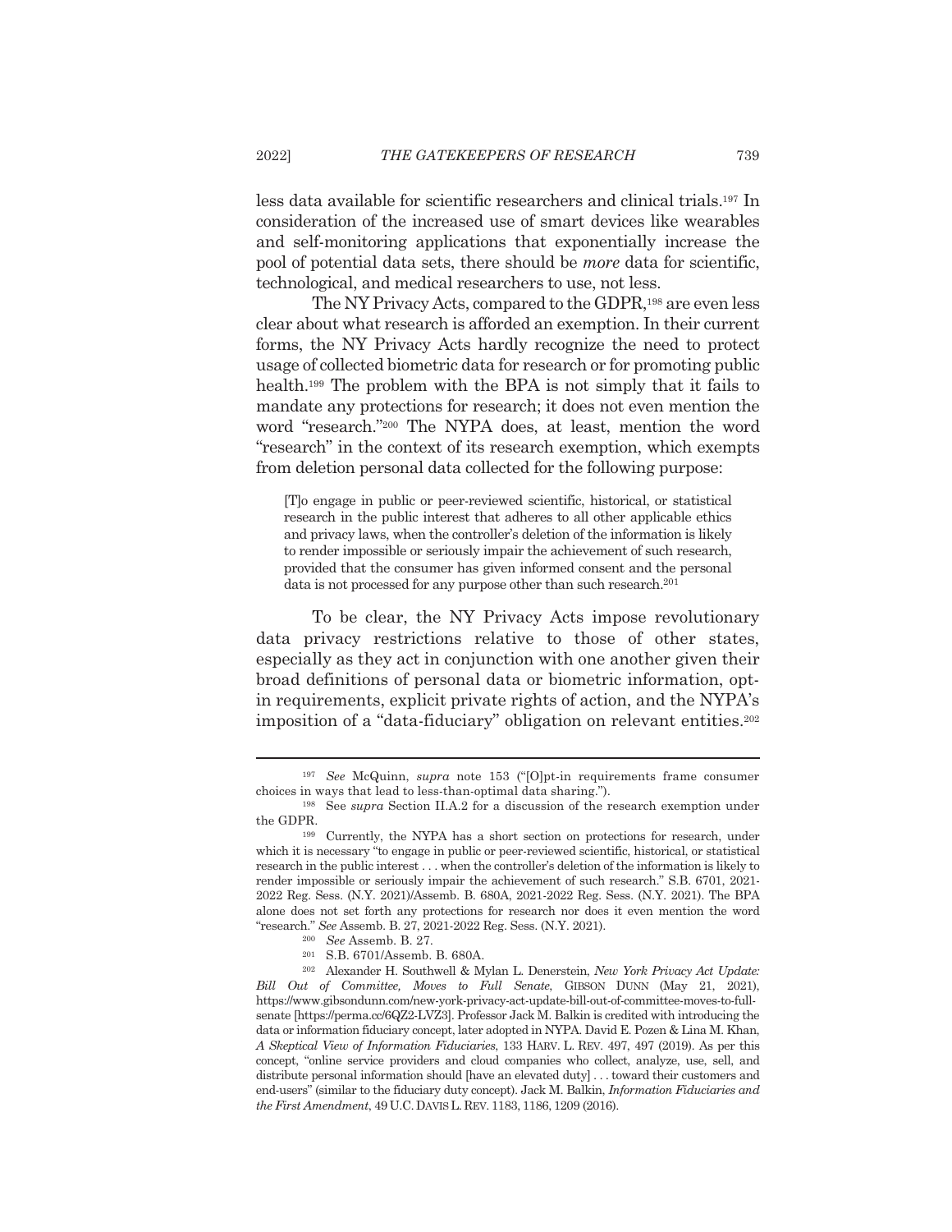less data available for scientific researchers and clinical trials.[197] In consideration of the increased use of smart devices like wearables and self-monitoring applications that exponentially increase the pool of potential data sets, there should be *more* data for scientific, technological, and medical researchers to use, not less.

The NY Privacy Acts, compared to the GDPR,[198] are even less clear about what research is afforded an exemption. In their current forms, the NY Privacy Acts hardly recognize the need to protect usage of collected biometric data for research or for promoting public health.[199] The problem with the BPA is not simply that it fails to mandate any protections for research; it does not even mention the word "research."[200] The NYPA does, at least, mention the word "research" in the context of its research exemption, which exempts from deletion personal data collected for the following purpose:

> [T]o engage in public or peer-reviewed scientific, historical, or statistical research in the public interest that adheres to all other applicable ethics and privacy laws, when the controller's deletion of the information is likely to render impossible or seriously impair the achievement of such research, provided that the consumer has given informed consent and the personal data is not processed for any purpose other than such research.[201]

To be clear, the NY Privacy Acts impose revolutionary data privacy restrictions relative to those of other states, especially as they act in conjunction with one another given their broad definitions of personal data or biometric information, opt-in requirements, explicit private rights of action, and the NYPA's imposition of a "data-fiduciary" obligation on relevant entities.[202]

---

[197] *See* McQuinn, *supra* note 153 ("[O]pt-in requirements frame consumer choices in ways that lead to less-than-optimal data sharing.").

[198] See *supra* Section II.A.2 for a discussion of the research exemption under the GDPR.

[199] Currently, the NYPA has a short section on protections for research, under which it is necessary "to engage in public or peer-reviewed scientific, historical, or statistical research in the public interest . . . when the controller's deletion of the information is likely to render impossible or seriously impair the achievement of such research." S.B. 6701, 2021-2022 Reg. Sess. (N.Y. 2021)/Assemb. B. 680A, 2021-2022 Reg. Sess. (N.Y. 2021). The BPA alone does not set forth any protections for research nor does it even mention the word "research." *See* Assemb. B. 27, 2021-2022 Reg. Sess. (N.Y. 2021).

[200] *See* Assemb. B. 27.

[201] S.B. 6701/Assemb. B. 680A.

[202] Alexander H. Southwell & Mylan L. Denerstein, *New York Privacy Act Update: Bill Out of Committee, Moves to Full Senate*, GIBSON DUNN (May 21, 2021), https://www.gibsondunn.com/new-york-privacy-act-update-bill-out-of-committee-moves-to-full-senate [https://perma.cc/6QZ2-LVZ3]. Professor Jack M. Balkin is credited with introducing the data or information fiduciary concept, later adopted in NYPA. David E. Pozen & Lina M. Khan, *A Skeptical View of Information Fiduciaries*, 133 HARV. L. REV. 497, 497 (2019). As per this concept, "online service providers and cloud companies who collect, analyze, use, sell, and distribute personal information should [have an elevated duty] . . . toward their customers and end-users" (similar to the fiduciary duty concept). Jack M. Balkin, *Information Fiduciaries and the First Amendment*, 49 U.C. DAVIS L. REV. 1183, 1186, 1209 (2016).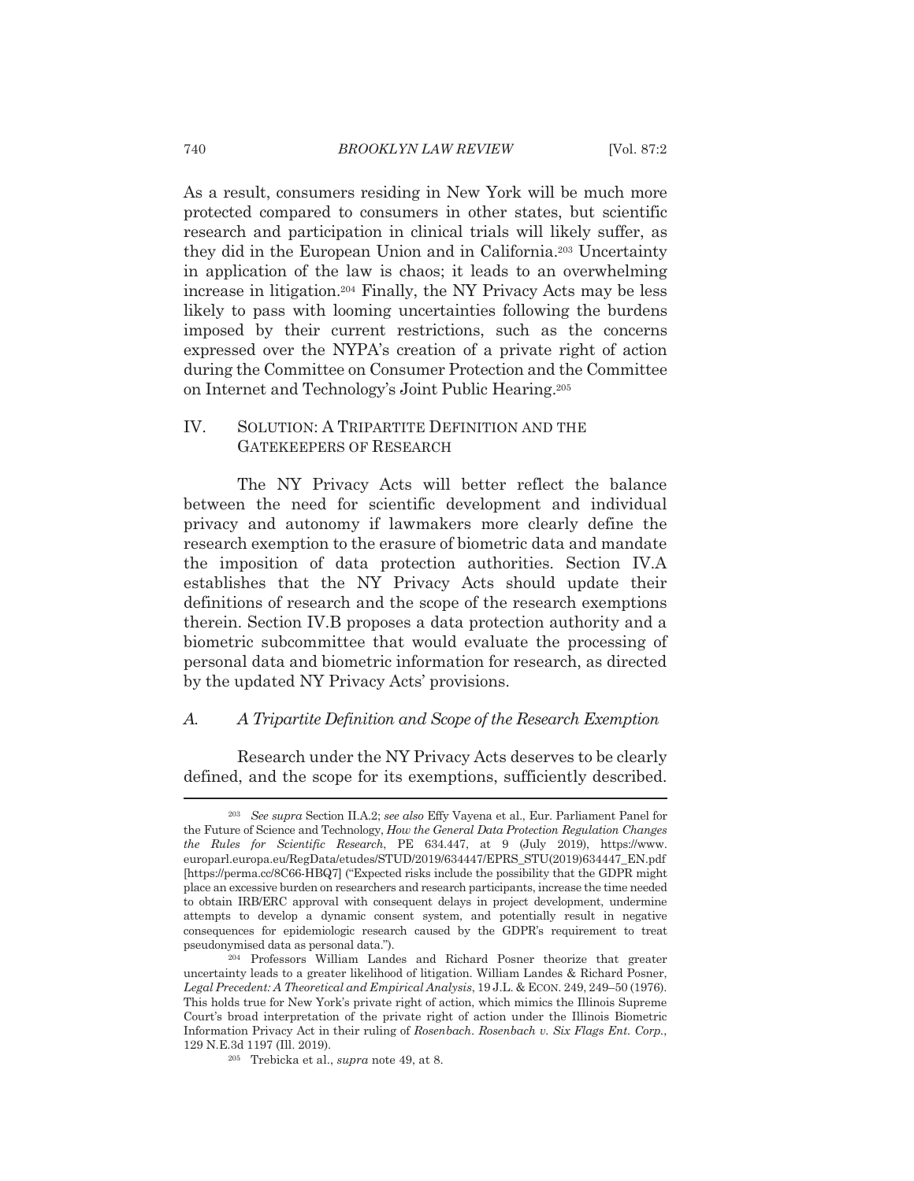As a result, consumers residing in New York will be much more protected compared to consumers in other states, but scientific research and participation in clinical trials will likely suffer, as they did in the European Union and in California.[203] Uncertainty in application of the law is chaos; it leads to an overwhelming increase in litigation.[204] Finally, the NY Privacy Acts may be less likely to pass with looming uncertainties following the burdens imposed by their current restrictions, such as the concerns expressed over the NYPA's creation of a private right of action during the Committee on Consumer Protection and the Committee on Internet and Technology's Joint Public Hearing.[205]

## IV. SOLUTION: A TRIPARTITE DEFINITION AND THE GATEKEEPERS OF RESEARCH

The NY Privacy Acts will better reflect the balance between the need for scientific development and individual privacy and autonomy if lawmakers more clearly define the research exemption to the erasure of biometric data and mandate the imposition of data protection authorities. Section IV.A establishes that the NY Privacy Acts should update their definitions of research and the scope of the research exemptions therein. Section IV.B proposes a data protection authority and a biometric subcommittee that would evaluate the processing of personal data and biometric information for research, as directed by the updated NY Privacy Acts' provisions.

### *A. A Tripartite Definition and Scope of the Research Exemption*

Research under the NY Privacy Acts deserves to be clearly defined, and the scope for its exemptions, sufficiently described.

---

[203] *See supra* Section II.A.2; *see also* Effy Vayena et al., Eur. Parliament Panel for the Future of Science and Technology, *How the General Data Protection Regulation Changes the Rules for Scientific Research*, PE 634.447, at 9 (July 2019), https://www.europarl.europa.eu/RegData/etudes/STUD/2019/634447/EPRS_STU(2019)634447_EN.pdf [https://perma.cc/8C66-HBQ7] ("Expected risks include the possibility that the GDPR might place an excessive burden on researchers and research participants, increase the time needed to obtain IRB/ERC approval with consequent delays in project development, undermine attempts to develop a dynamic consent system, and potentially result in negative consequences for epidemiologic research caused by the GDPR's requirement to treat pseudonymised data as personal data.").

[204] Professors William Landes and Richard Posner theorize that greater uncertainty leads to a greater likelihood of litigation. William Landes & Richard Posner, *Legal Precedent: A Theoretical and Empirical Analysis*, 19 J.L. & ECON. 249, 249–50 (1976). This holds true for New York's private right of action, which mimics the Illinois Supreme Court's broad interpretation of the private right of action under the Illinois Biometric Information Privacy Act in their ruling of *Rosenbach*. *Rosenbach v. Six Flags Ent. Corp.*, 129 N.E.3d 1197 (Ill. 2019).

[205] Trebicka et al., *supra* note 49, at 8.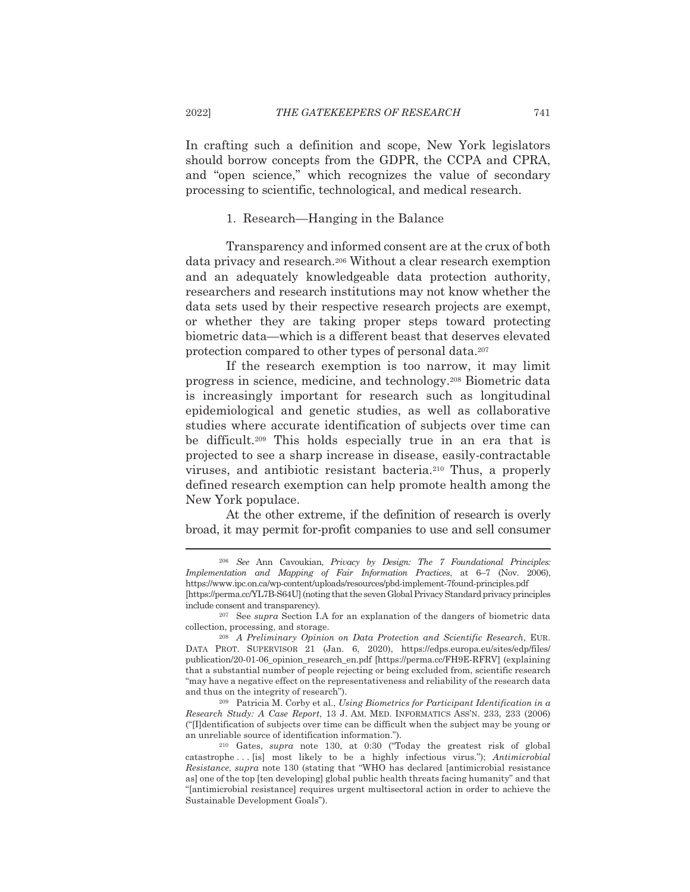In crafting such a definition and scope, New York legislators should borrow concepts from the GDPR, the CCPA and CPRA, and "open science," which recognizes the value of secondary processing to scientific, technological, and medical research.

### 1. Research—Hanging in the Balance

Transparency and informed consent are at the crux of both data privacy and research.[206] Without a clear research exemption and an adequately knowledgeable data protection authority, researchers and research institutions may not know whether the data sets used by their respective research projects are exempt, or whether they are taking proper steps toward protecting biometric data—which is a different beast that deserves elevated protection compared to other types of personal data.[207]

If the research exemption is too narrow, it may limit progress in science, medicine, and technology.[208] Biometric data is increasingly important for research such as longitudinal epidemiological and genetic studies, as well as collaborative studies where accurate identification of subjects over time can be difficult.[209] This holds especially true in an era that is projected to see a sharp increase in disease, easily-contractable viruses, and antibiotic resistant bacteria.[210] Thus, a properly defined research exemption can help promote health among the New York populace.

At the other extreme, if the definition of research is overly broad, it may permit for-profit companies to use and sell consumer

---

[206] *See* Ann Cavoukian, *Privacy by Design: The 7 Foundational Principles: Implementation and Mapping of Fair Information Practices*, at 6–7 (Nov. 2006), https://www.ipc.on.ca/wp-content/uploads/resources/pbd-implement-7found-principles.pdf [https://perma.cc/YL7B-S64U] (noting that the seven Global Privacy Standard privacy principles include consent and transparency).

[207] See *supra* Section I.A for an explanation of the dangers of biometric data collection, processing, and storage.

[208] *A Preliminary Opinion on Data Protection and Scientific Research*, EUR. DATA PROT. SUPERVISOR 21 (Jan. 6, 2020), https://edps.europa.eu/sites/edp/files/publication/20-01-06_opinion_research_en.pdf [https://perma.cc/FH9E-RFRV] (explaining that a substantial number of people rejecting or being excluded from, scientific research "may have a negative effect on the representativeness and reliability of the research data and thus on the integrity of research").

[209] Patricia M. Corby et al., *Using Biometrics for Participant Identification in a Research Study: A Case Report*, 13 J. AM. MED. INFORMATICS ASS'N. 233, 233 (2006) ("[I]dentification of subjects over time can be difficult when the subject may be young or an unreliable source of identification information.").

[210] Gates, *supra* note 130, at 0:30 ("Today the greatest risk of global catastrophe . . . [is] most likely to be a highly infectious virus."); *Antimicrobial Resistance*, *supra* note 130 (stating that "WHO has declared [antimicrobial resistance as] one of the top [ten developing] global public health threats facing humanity" and that "[antimicrobial resistance] requires urgent multisectoral action in order to achieve the Sustainable Development Goals").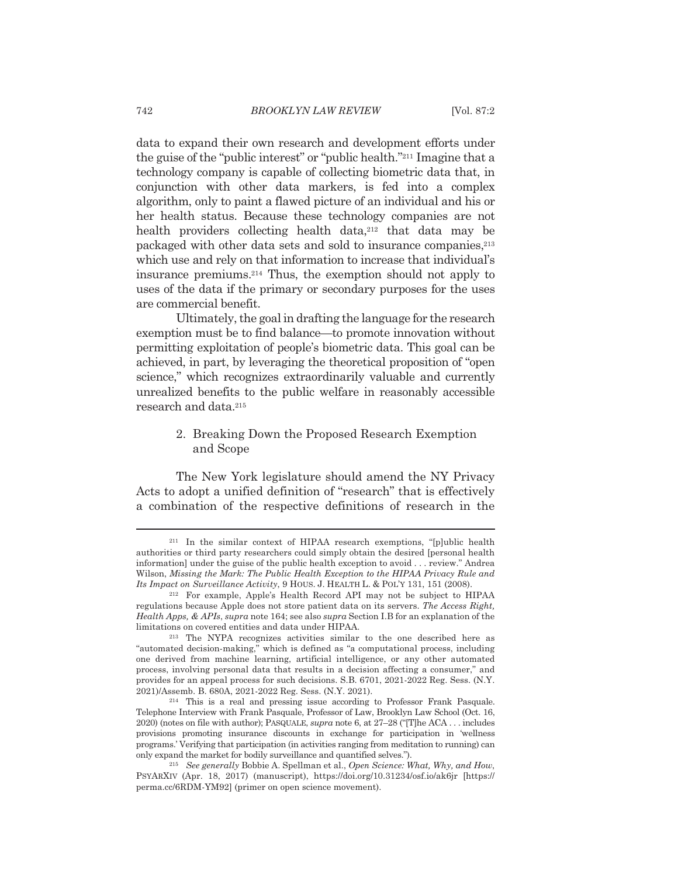data to expand their own research and development efforts under the guise of the "public interest" or "public health."[211] Imagine that a technology company is capable of collecting biometric data that, in conjunction with other data markers, is fed into a complex algorithm, only to paint a flawed picture of an individual and his or her health status. Because these technology companies are not health providers collecting health data,[212] that data may be packaged with other data sets and sold to insurance companies,[213] which use and rely on that information to increase that individual's insurance premiums.[214] Thus, the exemption should not apply to uses of the data if the primary or secondary purposes for the uses are commercial benefit.

Ultimately, the goal in drafting the language for the research exemption must be to find balance—to promote innovation without permitting exploitation of people's biometric data. This goal can be achieved, in part, by leveraging the theoretical proposition of "open science," which recognizes extraordinarily valuable and currently unrealized benefits to the public welfare in reasonably accessible research and data.[215]

### 2. Breaking Down the Proposed Research Exemption and Scope

The New York legislature should amend the NY Privacy Acts to adopt a unified definition of "research" that is effectively a combination of the respective definitions of research in the

---

[211] In the similar context of HIPAA research exemptions, "[p]ublic health authorities or third party researchers could simply obtain the desired [personal health information] under the guise of the public health exception to avoid . . . review." Andrea Wilson, *Missing the Mark: The Public Health Exception to the HIPAA Privacy Rule and Its Impact on Surveillance Activity*, 9 HOUS. J. HEALTH L. & POL'Y 131, 151 (2008).

[212] For example, Apple's Health Record API may not be subject to HIPAA regulations because Apple does not store patient data on its servers. *The Access Right, Health Apps, & APIs*, *supra* note 164; see also *supra* Section I.B for an explanation of the limitations on covered entities and data under HIPAA.

[213] The NYPA recognizes activities similar to the one described here as "automated decision-making," which is defined as "a computational process, including one derived from machine learning, artificial intelligence, or any other automated process, involving personal data that results in a decision affecting a consumer," and provides for an appeal process for such decisions. S.B. 6701, 2021-2022 Reg. Sess. (N.Y. 2021)/Assemb. B. 680A, 2021-2022 Reg. Sess. (N.Y. 2021).

[214] This is a real and pressing issue according to Professor Frank Pasquale. Telephone Interview with Frank Pasquale, Professor of Law, Brooklyn Law School (Oct. 16, 2020) (notes on file with author); PASQUALE, *supra* note 6, at 27–28 ("[T]he ACA . . . includes provisions promoting insurance discounts in exchange for participation in 'wellness programs.' Verifying that participation (in activities ranging from meditation to running) can only expand the market for bodily surveillance and quantified selves.").

[215] *See generally* Bobbie A. Spellman et al., *Open Science: What, Why, and How*, PSYARXIV (Apr. 18, 2017) (manuscript), https://doi.org/10.31234/osf.io/ak6jr [https://perma.cc/6RDM-YM92] (primer on open science movement).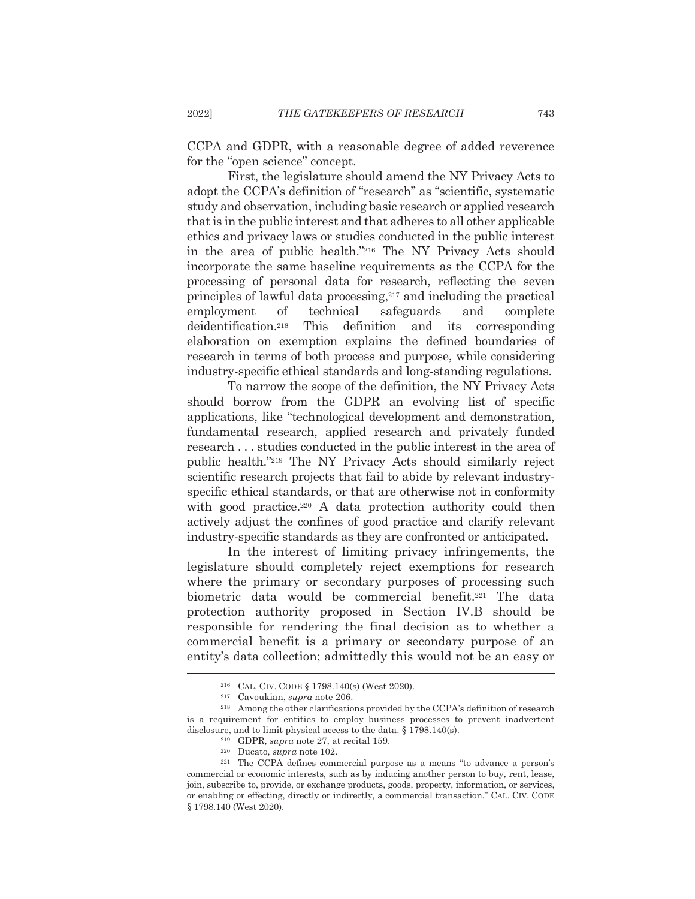CCPA and GDPR, with a reasonable degree of added reverence for the "open science" concept.

First, the legislature should amend the NY Privacy Acts to adopt the CCPA's definition of "research" as "scientific, systematic study and observation, including basic research or applied research that is in the public interest and that adheres to all other applicable ethics and privacy laws or studies conducted in the public interest in the area of public health."[216] The NY Privacy Acts should incorporate the same baseline requirements as the CCPA for the processing of personal data for research, reflecting the seven principles of lawful data processing,[217] and including the practical employment of technical safeguards and complete deidentification.[218] This definition and its corresponding elaboration on exemption explains the defined boundaries of research in terms of both process and purpose, while considering industry-specific ethical standards and long-standing regulations.

To narrow the scope of the definition, the NY Privacy Acts should borrow from the GDPR an evolving list of specific applications, like "technological development and demonstration, fundamental research, applied research and privately funded research . . . studies conducted in the public interest in the area of public health."[219] The NY Privacy Acts should similarly reject scientific research projects that fail to abide by relevant industry-specific ethical standards, or that are otherwise not in conformity with good practice.[220] A data protection authority could then actively adjust the confines of good practice and clarify relevant industry-specific standards as they are confronted or anticipated.

In the interest of limiting privacy infringements, the legislature should completely reject exemptions for research where the primary or secondary purposes of processing such biometric data would be commercial benefit.[221] The data protection authority proposed in Section IV.B should be responsible for rendering the final decision as to whether a commercial benefit is a primary or secondary purpose of an entity's data collection; admittedly this would not be an easy or

---

[216] CAL. CIV. CODE § 1798.140(s) (West 2020).

[217] Cavoukian, *supra* note 206.

[218] Among the other clarifications provided by the CCPA's definition of research is a requirement for entities to employ business processes to prevent inadvertent disclosure, and to limit physical access to the data. § 1798.140(s).

[219] GDPR, *supra* note 27, at recital 159.

[220] Ducato, *supra* note 102.

[221] The CCPA defines commercial purpose as a means "to advance a person's commercial or economic interests, such as by inducing another person to buy, rent, lease, join, subscribe to, provide, or exchange products, goods, property, information, or services, or enabling or effecting, directly or indirectly, a commercial transaction." CAL. CIV. CODE § 1798.140 (West 2020).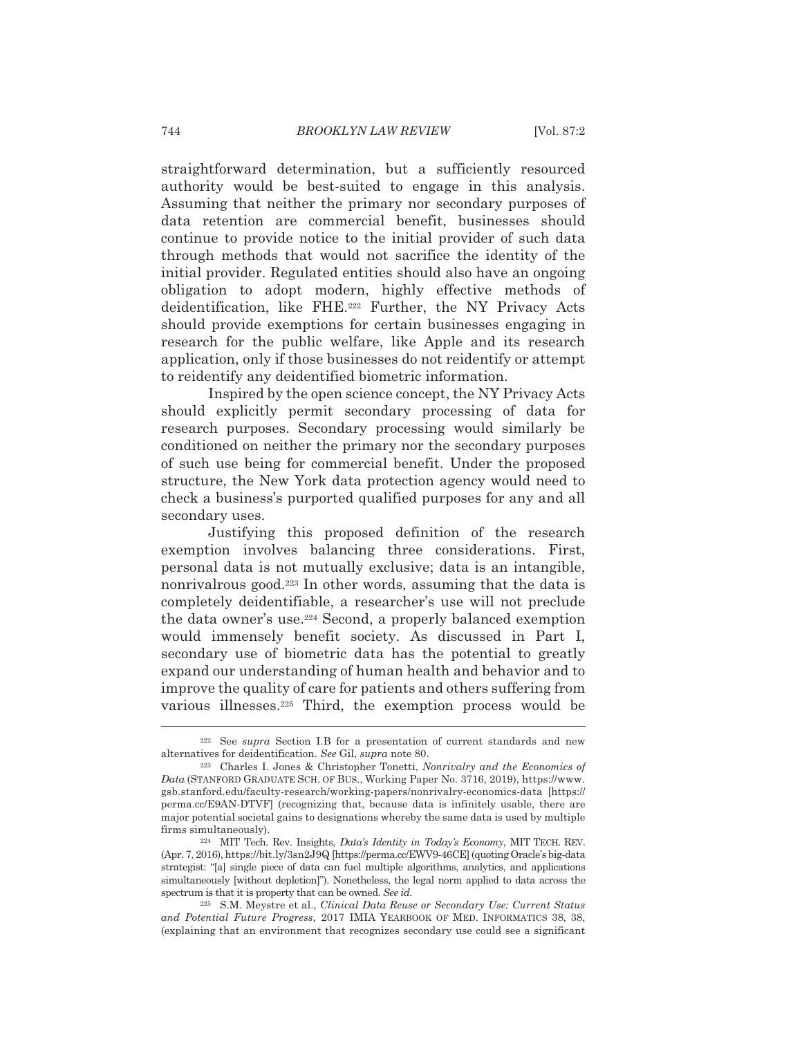straightforward determination, but a sufficiently resourced authority would be best-suited to engage in this analysis. Assuming that neither the primary nor secondary purposes of data retention are commercial benefit, businesses should continue to provide notice to the initial provider of such data through methods that would not sacrifice the identity of the initial provider. Regulated entities should also have an ongoing obligation to adopt modern, highly effective methods of deidentification, like FHE.[222] Further, the NY Privacy Acts should provide exemptions for certain businesses engaging in research for the public welfare, like Apple and its research application, only if those businesses do not reidentify or attempt to reidentify any deidentified biometric information.

Inspired by the open science concept, the NY Privacy Acts should explicitly permit secondary processing of data for research purposes. Secondary processing would similarly be conditioned on neither the primary nor the secondary purposes of such use being for commercial benefit. Under the proposed structure, the New York data protection agency would need to check a business's purported qualified purposes for any and all secondary uses.

Justifying this proposed definition of the research exemption involves balancing three considerations. First, personal data is not mutually exclusive; data is an intangible, nonrivalrous good.[223] In other words, assuming that the data is completely deidentifiable, a researcher's use will not preclude the data owner's use.[224] Second, a properly balanced exemption would immensely benefit society. As discussed in Part I, secondary use of biometric data has the potential to greatly expand our understanding of human health and behavior and to improve the quality of care for patients and others suffering from various illnesses.[225] Third, the exemption process would be

---

[222] See *supra* Section I.B for a presentation of current standards and new alternatives for deidentification. *See* Gil, *supra* note 80.

[223] Charles I. Jones & Christopher Tonetti, *Nonrivalry and the Economics of Data* (STANFORD GRADUATE SCH. OF BUS., Working Paper No. 3716, 2019), https://www.gsb.stanford.edu/faculty-research/working-papers/nonrivalry-economics-data [https://perma.cc/E9AN-DTVF] (recognizing that, because data is infinitely usable, there are major potential societal gains to designations whereby the same data is used by multiple firms simultaneously).

[224] MIT Tech. Rev. Insights, *Data's Identity in Today's Economy*, MIT TECH. REV. (Apr. 7, 2016), https://bit.ly/3sn2J9Q [https://perma.cc/EWV9-46CE] (quoting Oracle's big-data strategist: "[a] single piece of data can fuel multiple algorithms, analytics, and applications simultaneously [without depletion]"). Nonetheless, the legal norm applied to data across the spectrum is that it is property that can be owned. *See id.*

[225] S.M. Meystre et al., *Clinical Data Reuse or Secondary Use: Current Status and Potential Future Progress*, 2017 IMIA YEARBOOK OF MED. INFORMATICS 38, 38, (explaining that an environment that recognizes secondary use could see a significant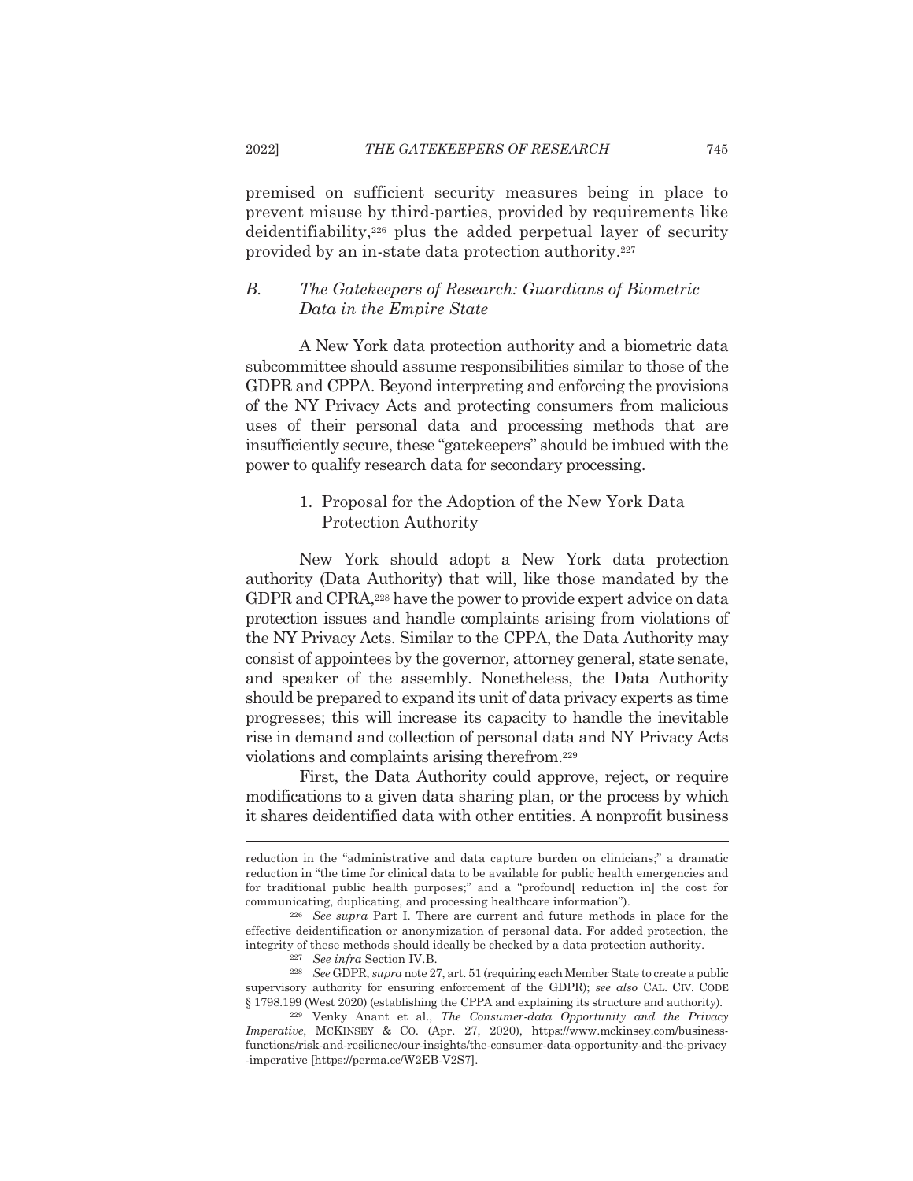premised on sufficient security measures being in place to prevent misuse by third-parties, provided by requirements like deidentifiability,[226] plus the added perpetual layer of security provided by an in-state data protection authority.[227]

### *B. The Gatekeepers of Research: Guardians of Biometric Data in the Empire State*

A New York data protection authority and a biometric data subcommittee should assume responsibilities similar to those of the GDPR and CPPA. Beyond interpreting and enforcing the provisions of the NY Privacy Acts and protecting consumers from malicious uses of their personal data and processing methods that are insufficiently secure, these "gatekeepers" should be imbued with the power to qualify research data for secondary processing.

#### 1. Proposal for the Adoption of the New York Data Protection Authority

New York should adopt a New York data protection authority (Data Authority) that will, like those mandated by the GDPR and CPRA,[228] have the power to provide expert advice on data protection issues and handle complaints arising from violations of the NY Privacy Acts. Similar to the CPPA, the Data Authority may consist of appointees by the governor, attorney general, state senate, and speaker of the assembly. Nonetheless, the Data Authority should be prepared to expand its unit of data privacy experts as time progresses; this will increase its capacity to handle the inevitable rise in demand and collection of personal data and NY Privacy Acts violations and complaints arising therefrom.[229]

First, the Data Authority could approve, reject, or require modifications to a given data sharing plan, or the process by which it shares deidentified data with other entities. A nonprofit business

---

reduction in the "administrative and data capture burden on clinicians;" a dramatic reduction in "the time for clinical data to be available for public health emergencies and for traditional public health purposes;" and a "profound[ reduction in] the cost for communicating, duplicating, and processing healthcare information").

[226] *See supra* Part I. There are current and future methods in place for the effective deidentification or anonymization of personal data. For added protection, the integrity of these methods should ideally be checked by a data protection authority.

[227] *See infra* Section IV.B.

[228] *See* GDPR, *supra* note 27, art. 51 (requiring each Member State to create a public supervisory authority for ensuring enforcement of the GDPR); *see also* CAL. CIV. CODE § 1798.199 (West 2020) (establishing the CPPA and explaining its structure and authority).

[229] Venky Anant et al., *The Consumer-data Opportunity and the Privacy Imperative*, MCKINSEY & CO. (Apr. 27, 2020), https://www.mckinsey.com/business-functions/risk-and-resilience/our-insights/the-consumer-data-opportunity-and-the-privacy-imperative [https://perma.cc/W2EB-V2S7].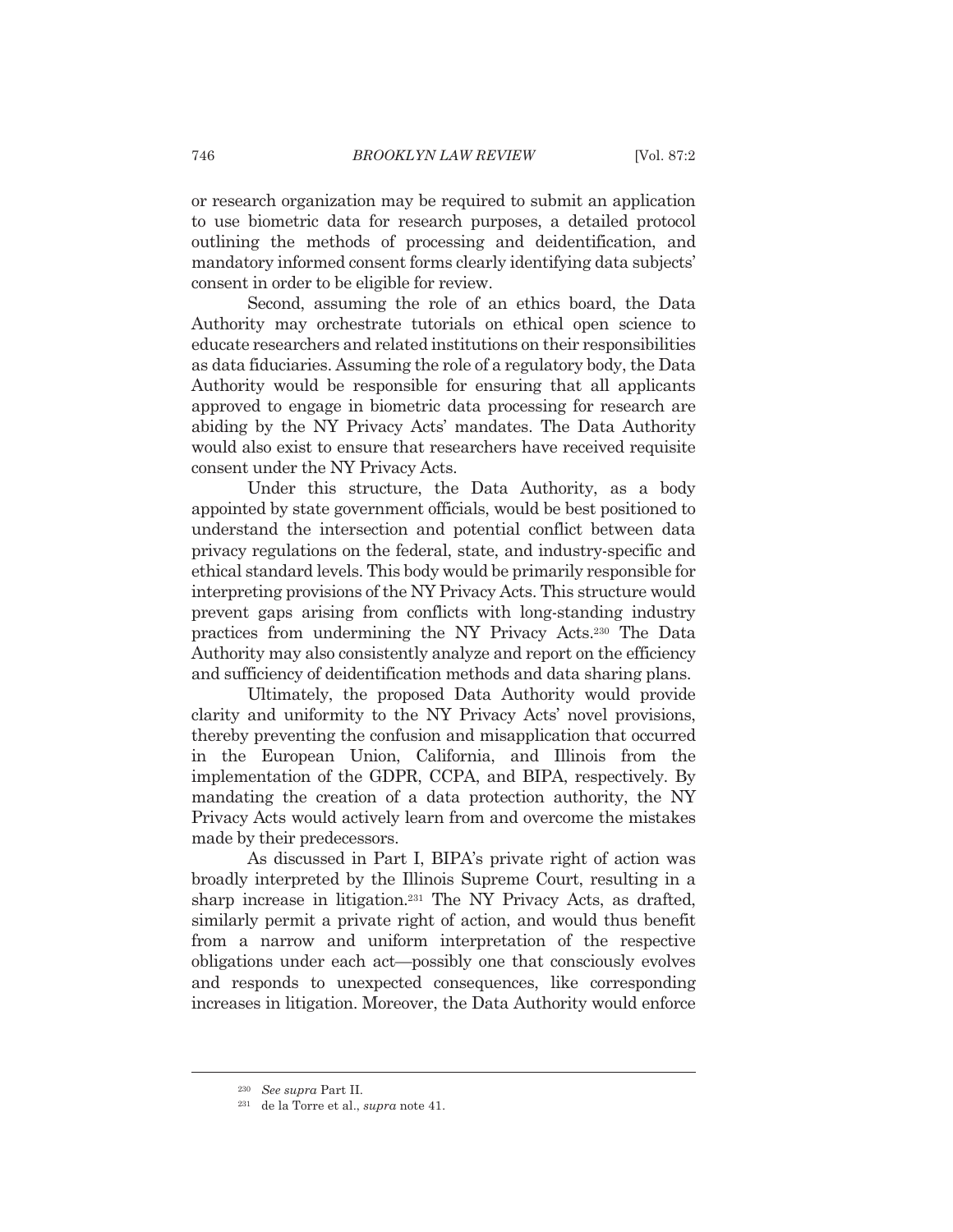or research organization may be required to submit an application to use biometric data for research purposes, a detailed protocol outlining the methods of processing and deidentification, and mandatory informed consent forms clearly identifying data subjects' consent in order to be eligible for review.

Second, assuming the role of an ethics board, the Data Authority may orchestrate tutorials on ethical open science to educate researchers and related institutions on their responsibilities as data fiduciaries. Assuming the role of a regulatory body, the Data Authority would be responsible for ensuring that all applicants approved to engage in biometric data processing for research are abiding by the NY Privacy Acts' mandates. The Data Authority would also exist to ensure that researchers have received requisite consent under the NY Privacy Acts.

Under this structure, the Data Authority, as a body appointed by state government officials, would be best positioned to understand the intersection and potential conflict between data privacy regulations on the federal, state, and industry-specific and ethical standard levels. This body would be primarily responsible for interpreting provisions of the NY Privacy Acts. This structure would prevent gaps arising from conflicts with long-standing industry practices from undermining the NY Privacy Acts.[230] The Data Authority may also consistently analyze and report on the efficiency and sufficiency of deidentification methods and data sharing plans.

Ultimately, the proposed Data Authority would provide clarity and uniformity to the NY Privacy Acts' novel provisions, thereby preventing the confusion and misapplication that occurred in the European Union, California, and Illinois from the implementation of the GDPR, CCPA, and BIPA, respectively. By mandating the creation of a data protection authority, the NY Privacy Acts would actively learn from and overcome the mistakes made by their predecessors.

As discussed in Part I, BIPA's private right of action was broadly interpreted by the Illinois Supreme Court, resulting in a sharp increase in litigation.[231] The NY Privacy Acts, as drafted, similarly permit a private right of action, and would thus benefit from a narrow and uniform interpretation of the respective obligations under each act—possibly one that consciously evolves and responds to unexpected consequences, like corresponding increases in litigation. Moreover, the Data Authority would enforce

---

[230] *See supra* Part II.

[231] de la Torre et al., *supra* note 41.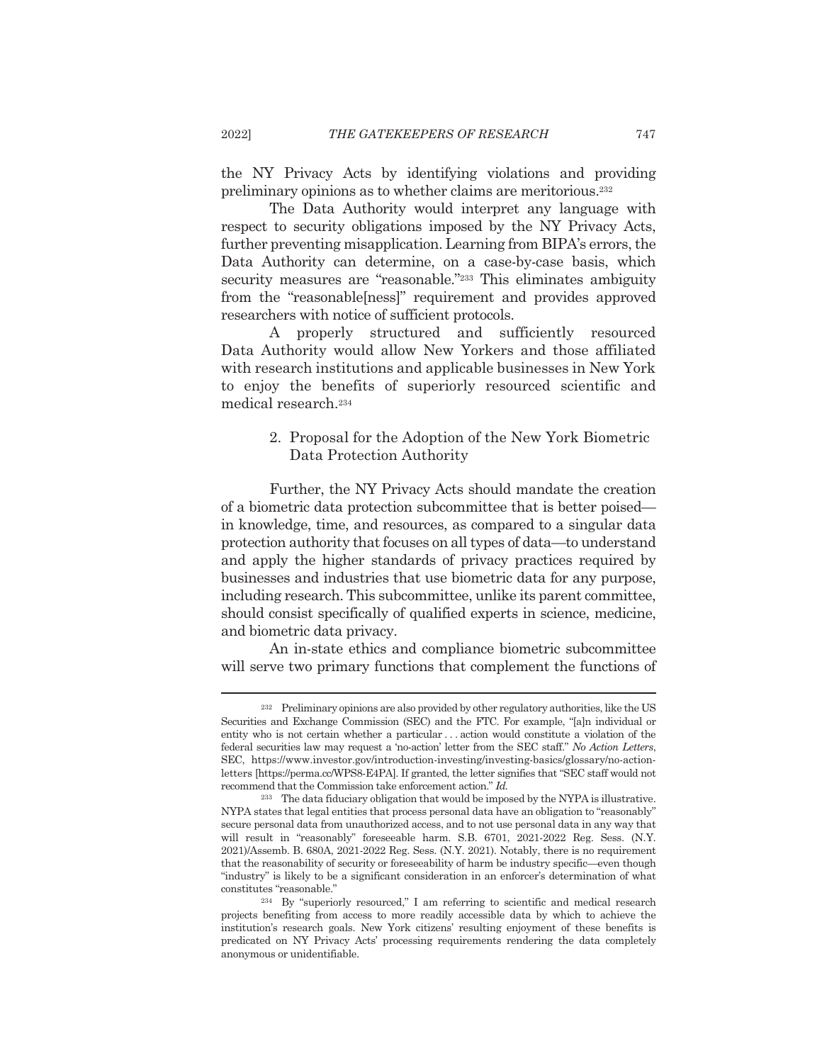the NY Privacy Acts by identifying violations and providing preliminary opinions as to whether claims are meritorious.[232]

The Data Authority would interpret any language with respect to security obligations imposed by the NY Privacy Acts, further preventing misapplication. Learning from BIPA's errors, the Data Authority can determine, on a case-by-case basis, which security measures are "reasonable."[233] This eliminates ambiguity from the "reasonable[ness]" requirement and provides approved researchers with notice of sufficient protocols.

A properly structured and sufficiently resourced Data Authority would allow New Yorkers and those affiliated with research institutions and applicable businesses in New York to enjoy the benefits of superiorly resourced scientific and medical research.[234]

### 2. Proposal for the Adoption of the New York Biometric Data Protection Authority

Further, the NY Privacy Acts should mandate the creation of a biometric data protection subcommittee that is better poised—in knowledge, time, and resources, as compared to a singular data protection authority that focuses on all types of data—to understand and apply the higher standards of privacy practices required by businesses and industries that use biometric data for any purpose, including research. This subcommittee, unlike its parent committee, should consist specifically of qualified experts in science, medicine, and biometric data privacy.

An in-state ethics and compliance biometric subcommittee will serve two primary functions that complement the functions of

---

[232] Preliminary opinions are also provided by other regulatory authorities, like the US Securities and Exchange Commission (SEC) and the FTC. For example, "[a]n individual or entity who is not certain whether a particular . . . action would constitute a violation of the federal securities law may request a 'no-action' letter from the SEC staff." *No Action Letters*, SEC, https://www.investor.gov/introduction-investing/investing-basics/glossary/no-action-letters [https://perma.cc/WPS8-E4PA]. If granted, the letter signifies that "SEC staff would not recommend that the Commission take enforcement action." *Id.*

[233] The data fiduciary obligation that would be imposed by the NYPA is illustrative. NYPA states that legal entities that process personal data have an obligation to "reasonably" secure personal data from unauthorized access, and to not use personal data in any way that will result in "reasonably" foreseeable harm. S.B. 6701, 2021-2022 Reg. Sess. (N.Y. 2021)/Assemb. B. 680A, 2021-2022 Reg. Sess. (N.Y. 2021). Notably, there is no requirement that the reasonability of security or foreseeability of harm be industry specific—even though "industry" is likely to be a significant consideration in an enforcer's determination of what constitutes "reasonable."

[234] By "superiorly resourced," I am referring to scientific and medical research projects benefiting from access to more readily accessible data by which to achieve the institution's research goals. New York citizens' resulting enjoyment of these benefits is predicated on NY Privacy Acts' processing requirements rendering the data completely anonymous or unidentifiable.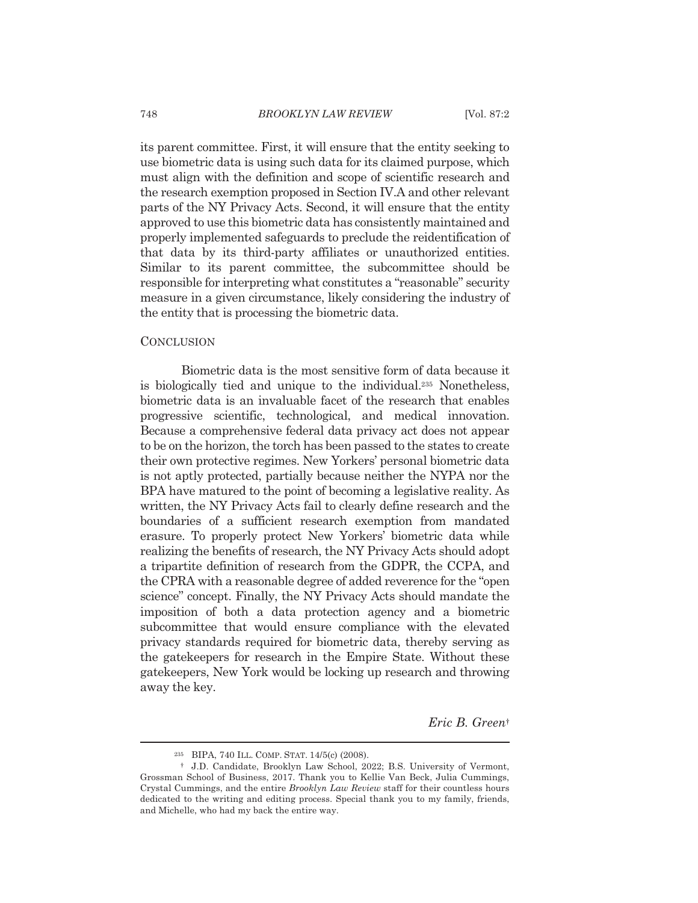its parent committee. First, it will ensure that the entity seeking to use biometric data is using such data for its claimed purpose, which must align with the definition and scope of scientific research and the research exemption proposed in Section IV.A and other relevant parts of the NY Privacy Acts. Second, it will ensure that the entity approved to use this biometric data has consistently maintained and properly implemented safeguards to preclude the reidentification of that data by its third-party affiliates or unauthorized entities. Similar to its parent committee, the subcommittee should be responsible for interpreting what constitutes a "reasonable" security measure in a given circumstance, likely considering the industry of the entity that is processing the biometric data.

## CONCLUSION

Biometric data is the most sensitive form of data because it is biologically tied and unique to the individual.[235] Nonetheless, biometric data is an invaluable facet of the research that enables progressive scientific, technological, and medical innovation. Because a comprehensive federal data privacy act does not appear to be on the horizon, the torch has been passed to the states to create their own protective regimes. New Yorkers' personal biometric data is not aptly protected, partially because neither the NYPA nor the BPA have matured to the point of becoming a legislative reality. As written, the NY Privacy Acts fail to clearly define research and the boundaries of a sufficient research exemption from mandated erasure. To properly protect New Yorkers' biometric data while realizing the benefits of research, the NY Privacy Acts should adopt a tripartite definition of research from the GDPR, the CCPA, and the CPRA with a reasonable degree of added reverence for the "open science" concept. Finally, the NY Privacy Acts should mandate the imposition of both a data protection agency and a biometric subcommittee that would ensure compliance with the elevated privacy standards required for biometric data, thereby serving as the gatekeepers for research in the Empire State. Without these gatekeepers, New York would be locking up research and throwing away the key.

*Eric B. Green*[†]

---

[235] BIPA, 740 ILL. COMP. STAT. 14/5(c) (2008).

[†] J.D. Candidate, Brooklyn Law School, 2022; B.S. University of Vermont, Grossman School of Business, 2017. Thank you to Kellie Van Beck, Julia Cummings, Crystal Cummings, and the entire *Brooklyn Law Review* staff for their countless hours dedicated to the writing and editing process. Special thank you to my family, friends, and Michelle, who had my back the entire way.